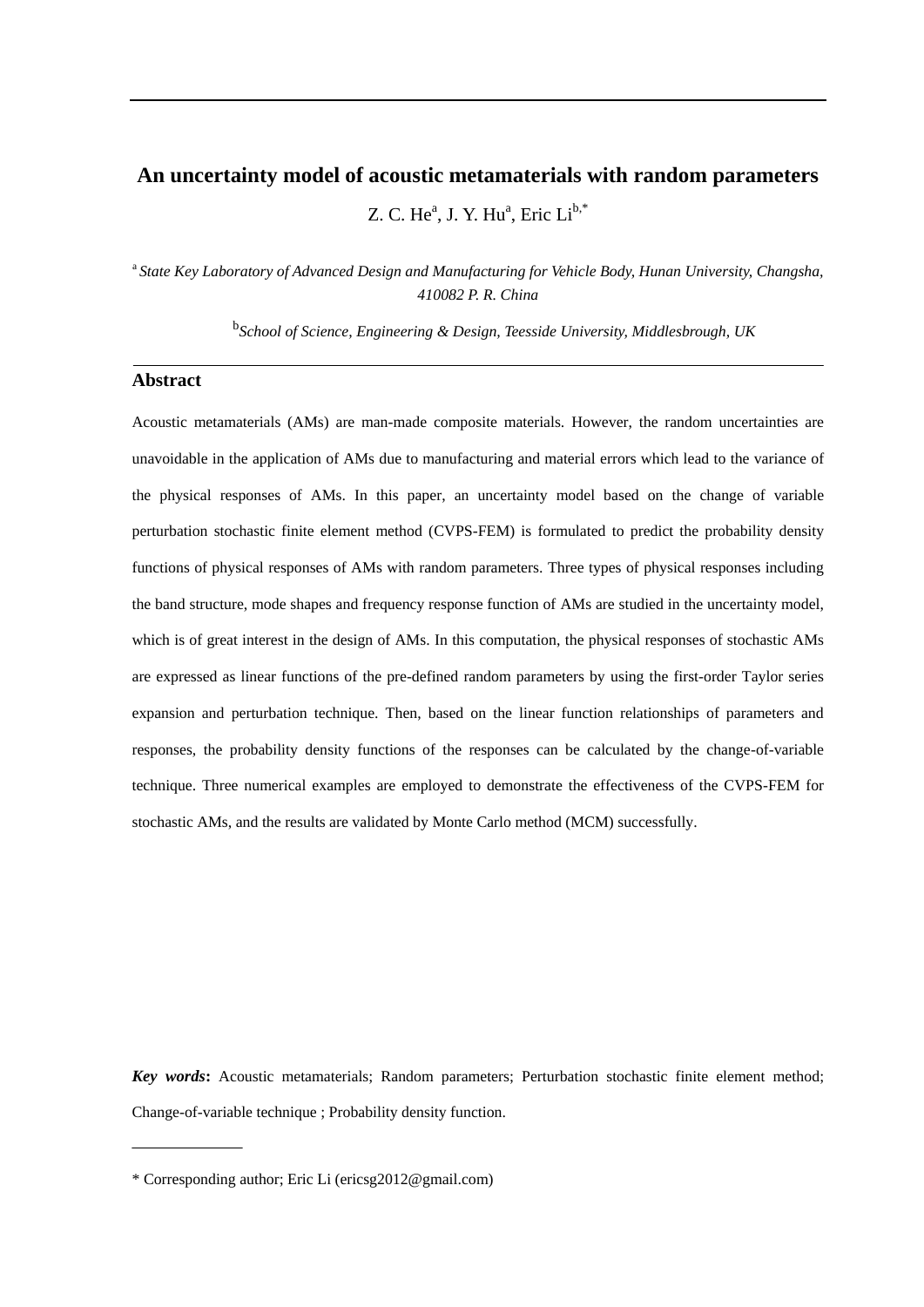# An uncertainty model of acoustic metamaterials with random parameters

Z. C. He[a], J. Y. Hu[a], Eric Li[b,*]

[a] *State Key Laboratory of Advanced Design and Manufacturing for Vehicle Body, Hunan University, Changsha, 410082 P. R. China*

[b]*School of Science, Engineering & Design, Teesside University, Middlesbrough, UK*

## Abstract

Acoustic metamaterials (AMs) are man-made composite materials. However, the random uncertainties are unavoidable in the application of AMs due to manufacturing and material errors which lead to the variance of the physical responses of AMs. In this paper, an uncertainty model based on the change of variable perturbation stochastic finite element method (CVPS-FEM) is formulated to predict the probability density functions of physical responses of AMs with random parameters. Three types of physical responses including the band structure, mode shapes and frequency response function of AMs are studied in the uncertainty model, which is of great interest in the design of AMs. In this computation, the physical responses of stochastic AMs are expressed as linear functions of the pre-defined random parameters by using the first-order Taylor series expansion and perturbation technique. Then, based on the linear function relationships of parameters and responses, the probability density functions of the responses can be calculated by the change-of-variable technique. Three numerical examples are employed to demonstrate the effectiveness of the CVPS-FEM for stochastic AMs, and the results are validated by Monte Carlo method (MCM) successfully.

***Key words*:** Acoustic metamaterials; Random parameters; Perturbation stochastic finite element method; Change-of-variable technique ; Probability density function.

---

\* Corresponding author; Eric Li (ericsg2012@gmail.com)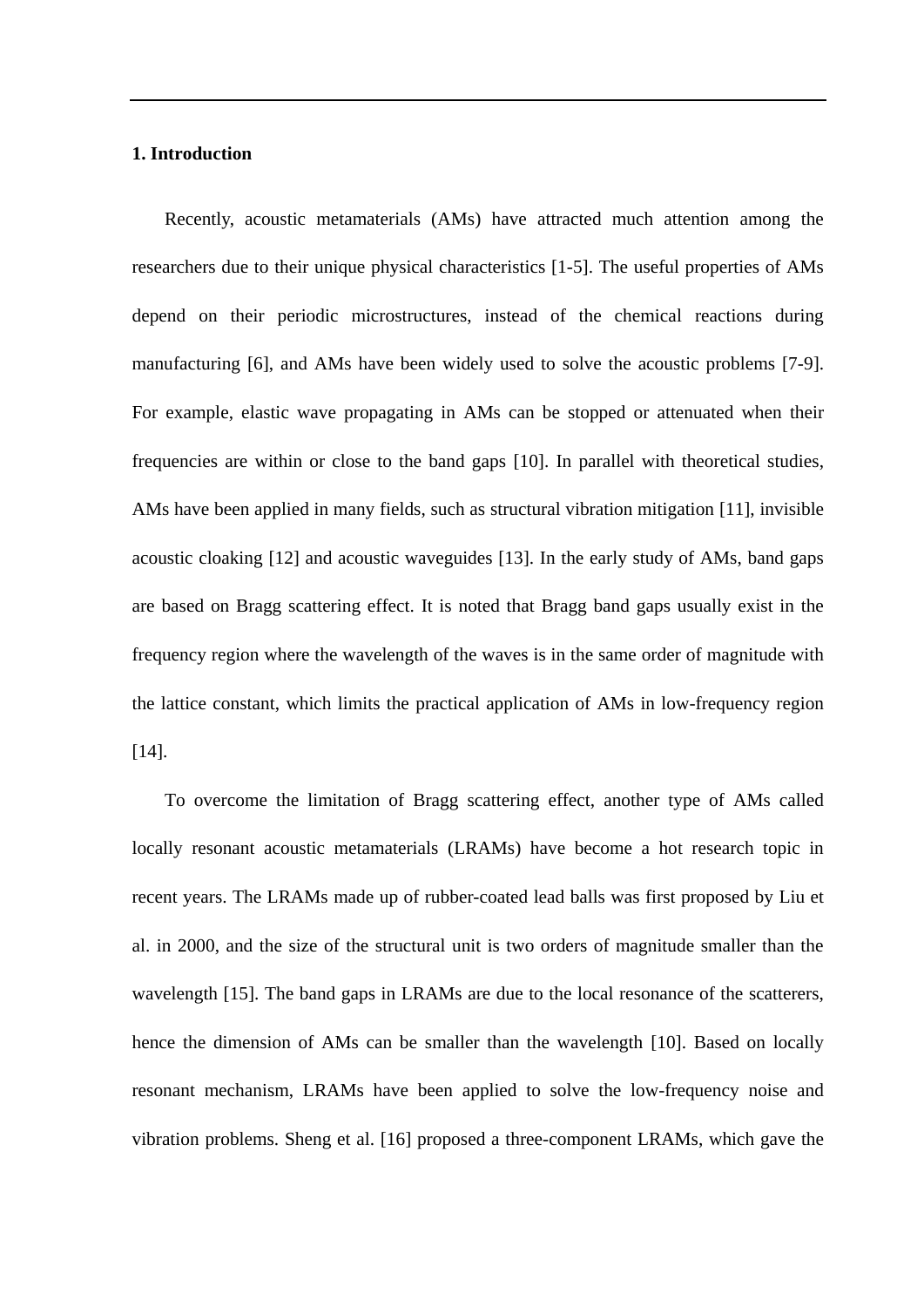## 1. Introduction

Recently, acoustic metamaterials (AMs) have attracted much attention among the researchers due to their unique physical characteristics [1-5]. The useful properties of AMs depend on their periodic microstructures, instead of the chemical reactions during manufacturing [6], and AMs have been widely used to solve the acoustic problems [7-9]. For example, elastic wave propagating in AMs can be stopped or attenuated when their frequencies are within or close to the band gaps [10]. In parallel with theoretical studies, AMs have been applied in many fields, such as structural vibration mitigation [11], invisible acoustic cloaking [12] and acoustic waveguides [13]. In the early study of AMs, band gaps are based on Bragg scattering effect. It is noted that Bragg band gaps usually exist in the frequency region where the wavelength of the waves is in the same order of magnitude with the lattice constant, which limits the practical application of AMs in low-frequency region [14].

To overcome the limitation of Bragg scattering effect, another type of AMs called locally resonant acoustic metamaterials (LRAMs) have become a hot research topic in recent years. The LRAMs made up of rubber-coated lead balls was first proposed by Liu et al. in 2000, and the size of the structural unit is two orders of magnitude smaller than the wavelength [15]. The band gaps in LRAMs are due to the local resonance of the scatterers, hence the dimension of AMs can be smaller than the wavelength [10]. Based on locally resonant mechanism, LRAMs have been applied to solve the low-frequency noise and vibration problems. Sheng et al. [16] proposed a three-component LRAMs, which gave the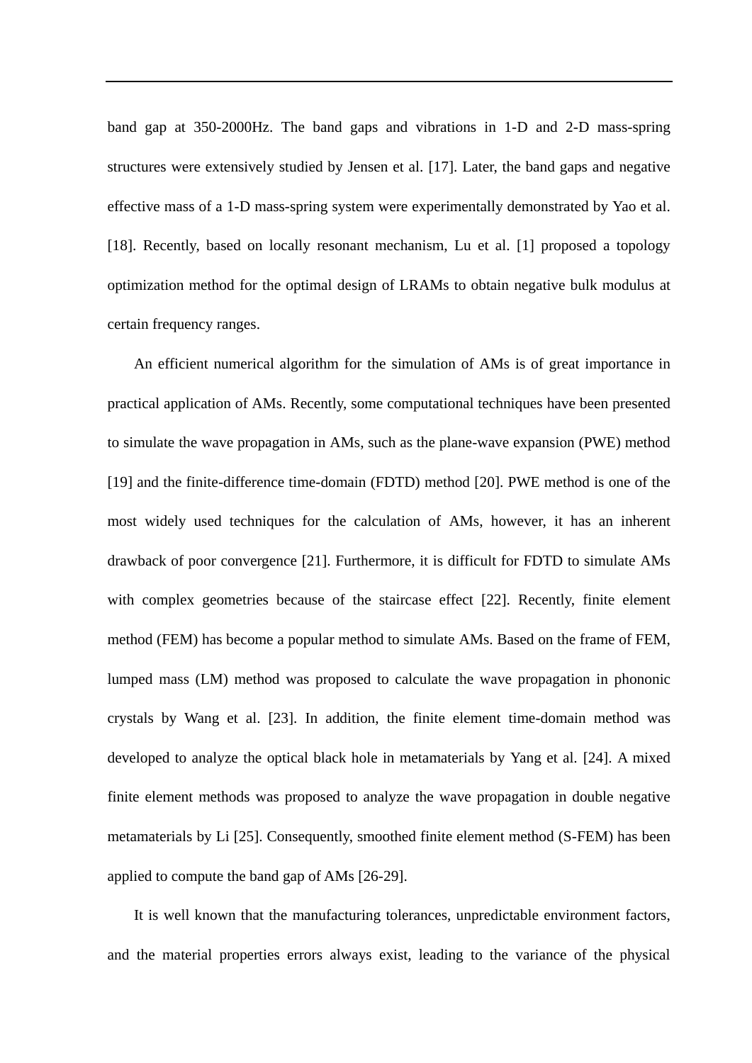band gap at 350-2000Hz. The band gaps and vibrations in 1-D and 2-D mass-spring structures were extensively studied by Jensen et al. [17]. Later, the band gaps and negative effective mass of a 1-D mass-spring system were experimentally demonstrated by Yao et al. [18]. Recently, based on locally resonant mechanism, Lu et al. [1] proposed a topology optimization method for the optimal design of LRAMs to obtain negative bulk modulus at certain frequency ranges.

An efficient numerical algorithm for the simulation of AMs is of great importance in practical application of AMs. Recently, some computational techniques have been presented to simulate the wave propagation in AMs, such as the plane-wave expansion (PWE) method [19] and the finite-difference time-domain (FDTD) method [20]. PWE method is one of the most widely used techniques for the calculation of AMs, however, it has an inherent drawback of poor convergence [21]. Furthermore, it is difficult for FDTD to simulate AMs with complex geometries because of the staircase effect [22]. Recently, finite element method (FEM) has become a popular method to simulate AMs. Based on the frame of FEM, lumped mass (LM) method was proposed to calculate the wave propagation in phononic crystals by Wang et al. [23]. In addition, the finite element time-domain method was developed to analyze the optical black hole in metamaterials by Yang et al. [24]. A mixed finite element methods was proposed to analyze the wave propagation in double negative metamaterials by Li [25]. Consequently, smoothed finite element method (S-FEM) has been applied to compute the band gap of AMs [26-29].

It is well known that the manufacturing tolerances, unpredictable environment factors, and the material properties errors always exist, leading to the variance of the physical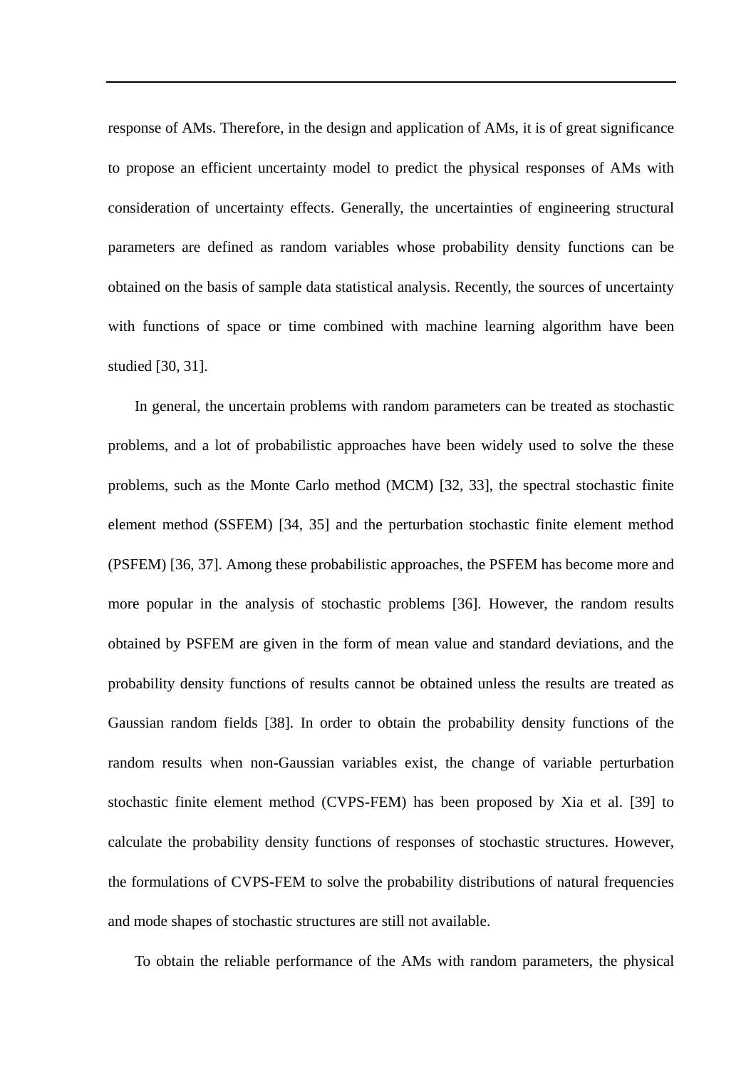response of AMs. Therefore, in the design and application of AMs, it is of great significance to propose an efficient uncertainty model to predict the physical responses of AMs with consideration of uncertainty effects. Generally, the uncertainties of engineering structural parameters are defined as random variables whose probability density functions can be obtained on the basis of sample data statistical analysis. Recently, the sources of uncertainty with functions of space or time combined with machine learning algorithm have been studied [30, 31].

In general, the uncertain problems with random parameters can be treated as stochastic problems, and a lot of probabilistic approaches have been widely used to solve the these problems, such as the Monte Carlo method (MCM) [32, 33], the spectral stochastic finite element method (SSFEM) [34, 35] and the perturbation stochastic finite element method (PSFEM) [36, 37]. Among these probabilistic approaches, the PSFEM has become more and more popular in the analysis of stochastic problems [36]. However, the random results obtained by PSFEM are given in the form of mean value and standard deviations, and the probability density functions of results cannot be obtained unless the results are treated as Gaussian random fields [38]. In order to obtain the probability density functions of the random results when non-Gaussian variables exist, the change of variable perturbation stochastic finite element method (CVPS-FEM) has been proposed by Xia et al. [39] to calculate the probability density functions of responses of stochastic structures. However, the formulations of CVPS-FEM to solve the probability distributions of natural frequencies and mode shapes of stochastic structures are still not available.

To obtain the reliable performance of the AMs with random parameters, the physical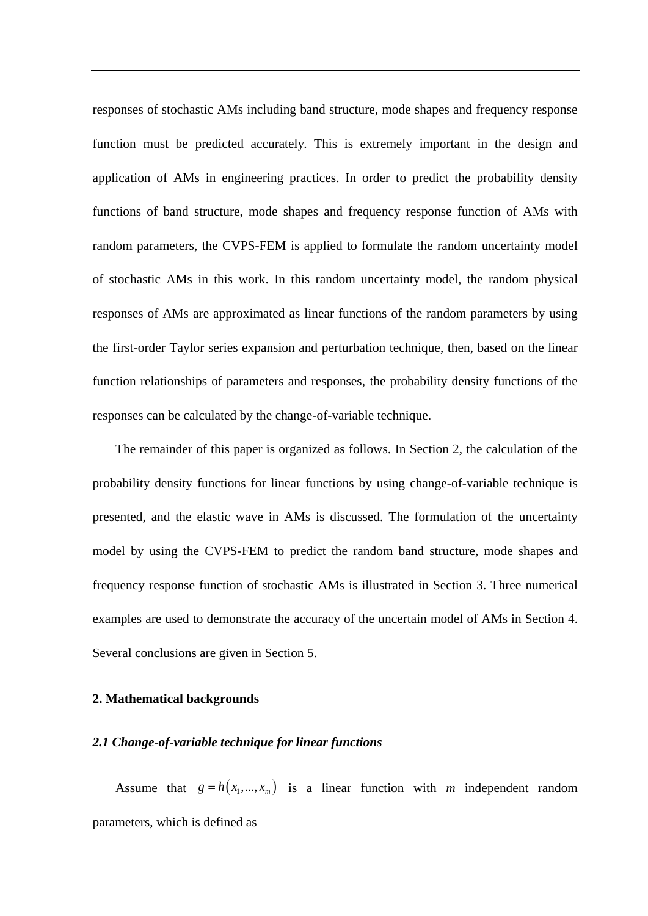responses of stochastic AMs including band structure, mode shapes and frequency response function must be predicted accurately. This is extremely important in the design and application of AMs in engineering practices. In order to predict the probability density functions of band structure, mode shapes and frequency response function of AMs with random parameters, the CVPS-FEM is applied to formulate the random uncertainty model of stochastic AMs in this work. In this random uncertainty model, the random physical responses of AMs are approximated as linear functions of the random parameters by using the first-order Taylor series expansion and perturbation technique, then, based on the linear function relationships of parameters and responses, the probability density functions of the responses can be calculated by the change-of-variable technique.

The remainder of this paper is organized as follows. In Section 2, the calculation of the probability density functions for linear functions by using change-of-variable technique is presented, and the elastic wave in AMs is discussed. The formulation of the uncertainty model by using the CVPS-FEM to predict the random band structure, mode shapes and frequency response function of stochastic AMs is illustrated in Section 3. Three numerical examples are used to demonstrate the accuracy of the uncertain model of AMs in Section 4. Several conclusions are given in Section 5.

## 2. Mathematical backgrounds

### *2.1 Change-of-variable technique for linear functions*

Assume that $g = h(x_1, ..., x_m)$ is a linear function with $m$ independent random parameters, which is defined as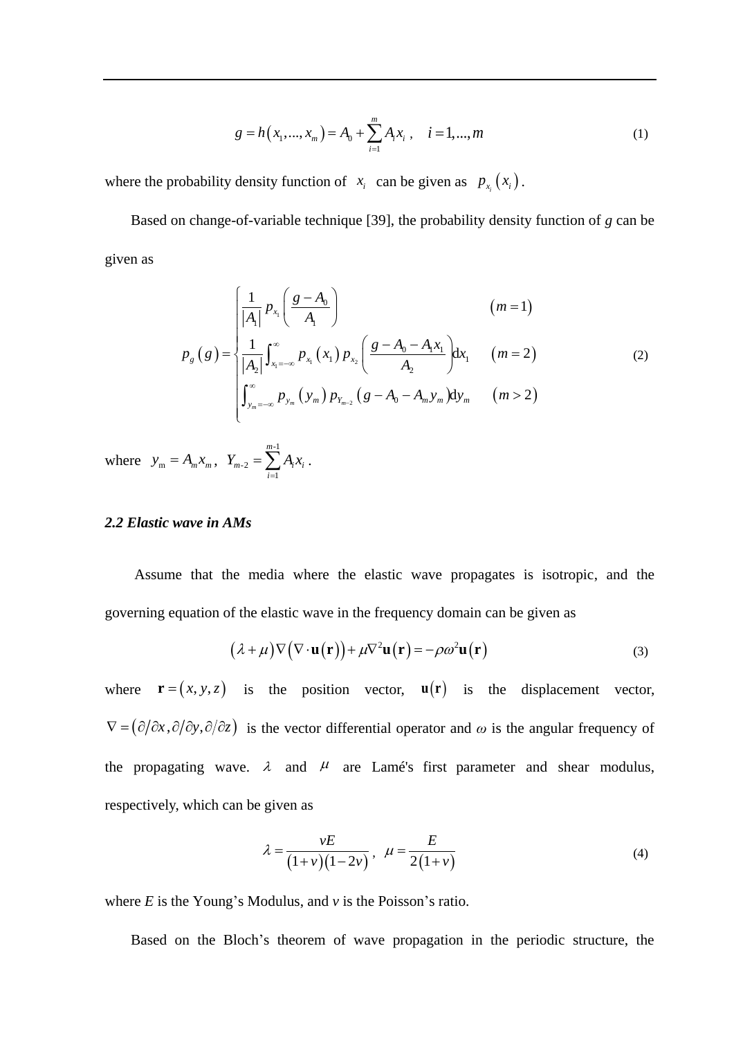$$g = h\left(x_1, ..., x_m\right) = A_0 + \sum_{i=1}^{m} A_i x_i \;, \quad i = 1, ..., m \tag{1}$$

where the probability density function of $x_i$ can be given as $p_{x_i}\left(x_i\right)$.

Based on change-of-variable technique [39], the probability density function of *g* can be given as

$$p_g\left(g\right) = \begin{cases} \dfrac{1}{\left|A_1\right|} p_{x_1}\left(\dfrac{g - A_0}{A_1}\right) & \left(m = 1\right) \\ \dfrac{1}{\left|A_2\right|} \displaystyle\int_{x_1=-\infty}^{\infty} p_{x_1}\left(x_1\right) p_{x_2}\left(\dfrac{g - A_0 - A_1 x_1}{A_2}\right) \mathrm{d}x_1 & \left(m = 2\right) \\ \displaystyle\int_{y_m=-\infty}^{\infty} p_{y_m}\left(y_m\right) p_{Y_{m-2}}\left(g - A_0 - A_m y_m\right) \mathrm{d}y_m & \left(m > 2\right) \end{cases} \tag{2}$$

where $y_{\mathrm{m}} = A_m x_m$, $Y_{m\text{-}2} = \sum_{i=1}^{m\text{-}1} A_i x_i$.

### *2.2 Elastic wave in AMs*

Assume that the media where the elastic wave propagates is isotropic, and the governing equation of the elastic wave in the frequency domain can be given as

$$\left(\lambda + \mu\right)\nabla\left(\nabla \cdot \mathbf{u}\left(\mathbf{r}\right)\right) + \mu\nabla^2\mathbf{u}\left(\mathbf{r}\right) = -\rho\omega^2\mathbf{u}\left(\mathbf{r}\right) \tag{3}$$

where $\mathbf{r} = \left(x, y, z\right)$ is the position vector, $\mathbf{u}\left(\mathbf{r}\right)$ is the displacement vector, $\nabla = \left(\partial/\partial x, \partial/\partial y, \partial/\partial z\right)$ is the vector differential operator and $\omega$ is the angular frequency of the propagating wave. $\lambda$ and $\mu$ are Lamé's first parameter and shear modulus, respectively, which can be given as

$$\lambda = \frac{vE}{\left(1+v\right)\left(1-2v\right)} \;, \quad \mu = \frac{E}{2\left(1+v\right)} \tag{4}$$

where *E* is the Young's Modulus, and *v* is the Poisson's ratio.

Based on the Bloch's theorem of wave propagation in the periodic structure, the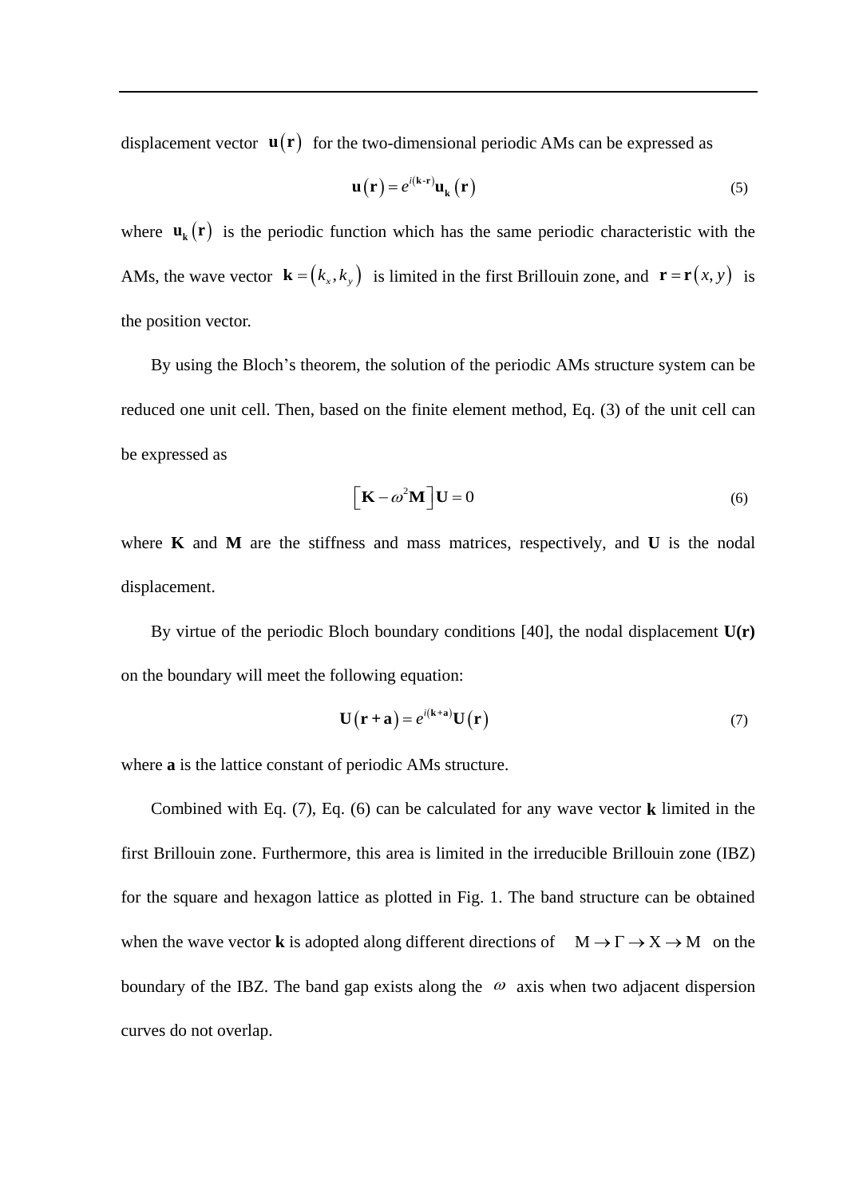displacement vector $\mathbf{u}(\mathbf{r})$ for the two-dimensional periodic AMs can be expressed as

$$\mathbf{u}(\mathbf{r}) = e^{i(\mathbf{k}\cdot\mathbf{r})}\mathbf{u}_{\mathbf{k}}(\mathbf{r}) \tag{5}$$

where $\mathbf{u}_{\mathbf{k}}(\mathbf{r})$ is the periodic function which has the same periodic characteristic with the AMs, the wave vector $\mathbf{k} = (k_x, k_y)$ is limited in the first Brillouin zone, and $\mathbf{r} = \mathbf{r}(x, y)$ is the position vector.

By using the Bloch's theorem, the solution of the periodic AMs structure system can be reduced one unit cell. Then, based on the finite element method, Eq. (3) of the unit cell can be expressed as

$$\left[\mathbf{K} - \omega^2\mathbf{M}\right]\mathbf{U} = 0 \tag{6}$$

where **K** and **M** are the stiffness and mass matrices, respectively, and **U** is the nodal displacement.

By virtue of the periodic Bloch boundary conditions [40], the nodal displacement **U(r)** on the boundary will meet the following equation:

$$\mathbf{U}(\mathbf{r} + \mathbf{a}) = e^{i(\mathbf{k}\cdot\mathbf{a})}\mathbf{U}(\mathbf{r}) \tag{7}$$

where **a** is the lattice constant of periodic AMs structure.

Combined with Eq. (7), Eq. (6) can be calculated for any wave vector **k** limited in the first Brillouin zone. Furthermore, this area is limited in the irreducible Brillouin zone (IBZ) for the square and hexagon lattice as plotted in Fig. 1. The band structure can be obtained when the wave vector **k** is adopted along different directions of $\mathrm{M} \rightarrow \Gamma \rightarrow \mathrm{X} \rightarrow \mathrm{M}$ on the boundary of the IBZ. The band gap exists along the $\omega$ axis when two adjacent dispersion curves do not overlap.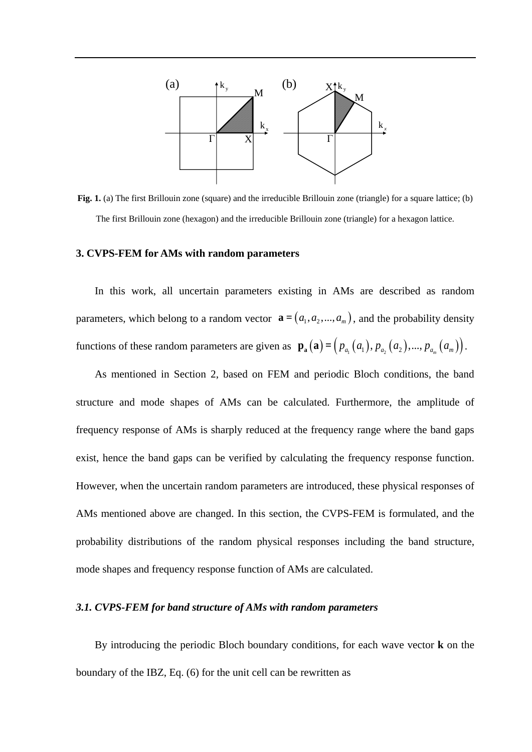**Fig. 1.** (a) The first Brillouin zone (square) and the irreducible Brillouin zone (triangle) for a square lattice; (b) The first Brillouin zone (hexagon) and the irreducible Brillouin zone (triangle) for a hexagon lattice.

## 3. CVPS-FEM for AMs with random parameters

In this work, all uncertain parameters existing in AMs are described as random parameters, which belong to a random vector $\mathbf{a} = (a_1, a_2, ..., a_m)$, and the probability density functions of these random parameters are given as $\mathbf{p_a}(\mathbf{a}) = \left(p_{a_1}(a_1), p_{a_2}(a_2), ..., p_{a_m}(a_m)\right)$.

As mentioned in Section 2, based on FEM and periodic Bloch conditions, the band structure and mode shapes of AMs can be calculated. Furthermore, the amplitude of frequency response of AMs is sharply reduced at the frequency range where the band gaps exist, hence the band gaps can be verified by calculating the frequency response function. However, when the uncertain random parameters are introduced, these physical responses of AMs mentioned above are changed. In this section, the CVPS-FEM is formulated, and the probability distributions of the random physical responses including the band structure, mode shapes and frequency response function of AMs are calculated.

### *3.1. CVPS-FEM for band structure of AMs with random parameters*

By introducing the periodic Bloch boundary conditions, for each wave vector $\mathbf{k}$ on the boundary of the IBZ, Eq. (6) for the unit cell can be rewritten as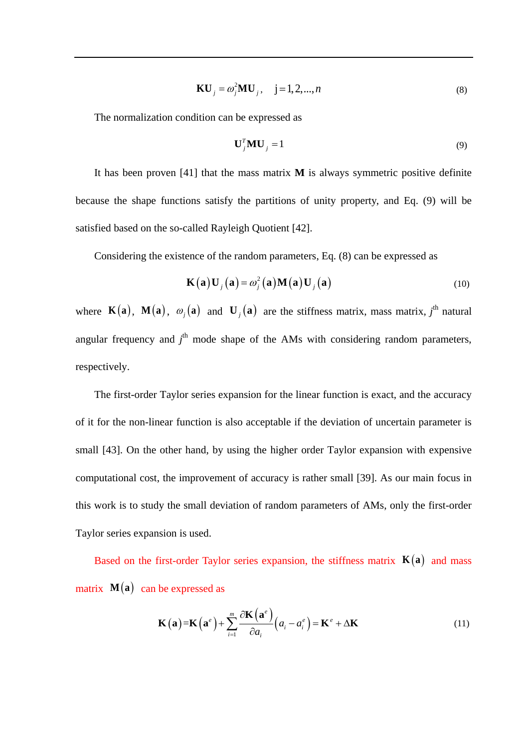$$\mathbf{K}\mathbf{U}_j = \omega_j^2 \mathbf{M}\mathbf{U}_j, \quad \mathrm{j} = 1, 2, ..., n \tag{8}$$

The normalization condition can be expressed as

$$\mathbf{U}_j^T \mathbf{M}\mathbf{U}_j = 1 \tag{9}$$

It has been proven [41] that the mass matrix $\mathbf{M}$ is always symmetric positive definite because the shape functions satisfy the partitions of unity property, and Eq. (9) will be satisfied based on the so-called Rayleigh Quotient [42].

Considering the existence of the random parameters, Eq. (8) can be expressed as

$$\mathbf{K}(\mathbf{a})\mathbf{U}_j(\mathbf{a}) = \omega_j^2(\mathbf{a})\mathbf{M}(\mathbf{a})\mathbf{U}_j(\mathbf{a}) \tag{10}$$

where $\mathbf{K}(\mathbf{a})$, $\mathbf{M}(\mathbf{a})$, $\omega_j(\mathbf{a})$ and $\mathbf{U}_j(\mathbf{a})$ are the stiffness matrix, mass matrix, $j^{\text{th}}$ natural angular frequency and $j^{\text{th}}$ mode shape of the AMs with considering random parameters, respectively.

The first-order Taylor series expansion for the linear function is exact, and the accuracy of it for the non-linear function is also acceptable if the deviation of uncertain parameter is small [43]. On the other hand, by using the higher order Taylor expansion with expensive computational cost, the improvement of accuracy is rather small [39]. As our main focus in this work is to study the small deviation of random parameters of AMs, only the first-order Taylor series expansion is used.

Based on the first-order Taylor series expansion, the stiffness matrix $\mathbf{K}(\mathbf{a})$ and mass matrix $\mathbf{M}(\mathbf{a})$ can be expressed as

$$\mathbf{K}(\mathbf{a}) = \mathbf{K}(\mathbf{a}^e) + \sum_{i=1}^{m} \frac{\partial \mathbf{K}(\mathbf{a}^e)}{\partial a_i}(a_i - a_i^e) = \mathbf{K}^e + \Delta\mathbf{K} \tag{11}$$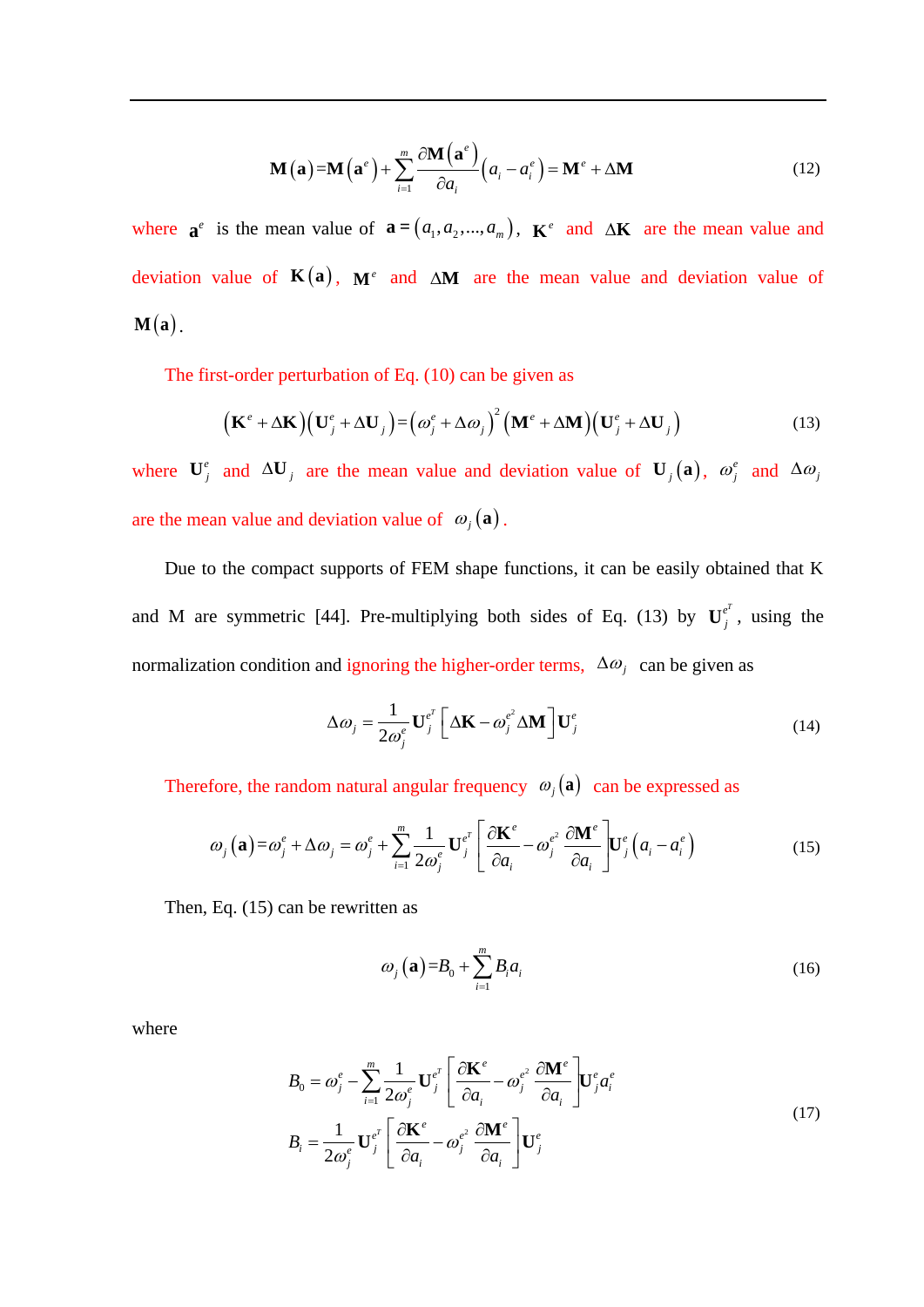$$\mathbf{M}(\mathbf{a}) = \mathbf{M}(\mathbf{a}^e) + \sum_{i=1}^{m} \frac{\partial \mathbf{M}(\mathbf{a}^e)}{\partial a_i}(a_i - a_i^e) = \mathbf{M}^e + \Delta\mathbf{M} \tag{12}$$

where $\mathbf{a}^e$ is the mean value of $\mathbf{a} = (a_1, a_2, \ldots, a_m)$, $\mathbf{K}^e$ and $\Delta\mathbf{K}$ are the mean value and deviation value of $\mathbf{K}(\mathbf{a})$, $\mathbf{M}^e$ and $\Delta\mathbf{M}$ are the mean value and deviation value of $\mathbf{M}(\mathbf{a})$.

The first-order perturbation of Eq. (10) can be given as

$$(\mathbf{K}^e + \Delta\mathbf{K})(\mathbf{U}_j^e + \Delta\mathbf{U}_j) = (\omega_j^e + \Delta\omega_j)^2 (\mathbf{M}^e + \Delta\mathbf{M})(\mathbf{U}_j^e + \Delta\mathbf{U}_j) \tag{13}$$

where $\mathbf{U}_j^e$ and $\Delta\mathbf{U}_j$ are the mean value and deviation value of $\mathbf{U}_j(\mathbf{a})$, $\omega_j^e$ and $\Delta\omega_j$ are the mean value and deviation value of $\omega_j(\mathbf{a})$.

Due to the compact supports of FEM shape functions, it can be easily obtained that K and M are symmetric [44]. Pre-multiplying both sides of Eq. (13) by $\mathbf{U}_j^{e^T}$, using the normalization condition and ignoring the higher-order terms, $\Delta\omega_j$ can be given as

$$\Delta\omega_j = \frac{1}{2\omega_j^e}\mathbf{U}_j^{e^T}\left[\Delta\mathbf{K} - \omega_j^{e^2}\Delta\mathbf{M}\right]\mathbf{U}_j^e \tag{14}$$

Therefore, the random natural angular frequency $\omega_j(\mathbf{a})$ can be expressed as

$$\omega_j(\mathbf{a}) = \omega_j^e + \Delta\omega_j = \omega_j^e + \sum_{i=1}^{m} \frac{1}{2\omega_j^e}\mathbf{U}_j^{e^T}\left[\frac{\partial \mathbf{K}^e}{\partial a_i} - \omega_j^{e^2}\frac{\partial \mathbf{M}^e}{\partial a_i}\right]\mathbf{U}_j^e(a_i - a_i^e) \tag{15}$$

Then, Eq. (15) can be rewritten as

$$\omega_j(\mathbf{a}) = B_0 + \sum_{i=1}^{m} B_i a_i \tag{16}$$

where

$$\begin{aligned} B_0 &= \omega_j^e - \sum_{i=1}^{m} \frac{1}{2\omega_j^e}\mathbf{U}_j^{e^T}\left[\frac{\partial \mathbf{K}^e}{\partial a_i} - \omega_j^{e^2}\frac{\partial \mathbf{M}^e}{\partial a_i}\right]\mathbf{U}_j^e a_i^e \\ B_i &= \frac{1}{2\omega_j^e}\mathbf{U}_j^{e^T}\left[\frac{\partial \mathbf{K}^e}{\partial a_i} - \omega_j^{e^2}\frac{\partial \mathbf{M}^e}{\partial a_i}\right]\mathbf{U}_j^e \end{aligned} \tag{17}$$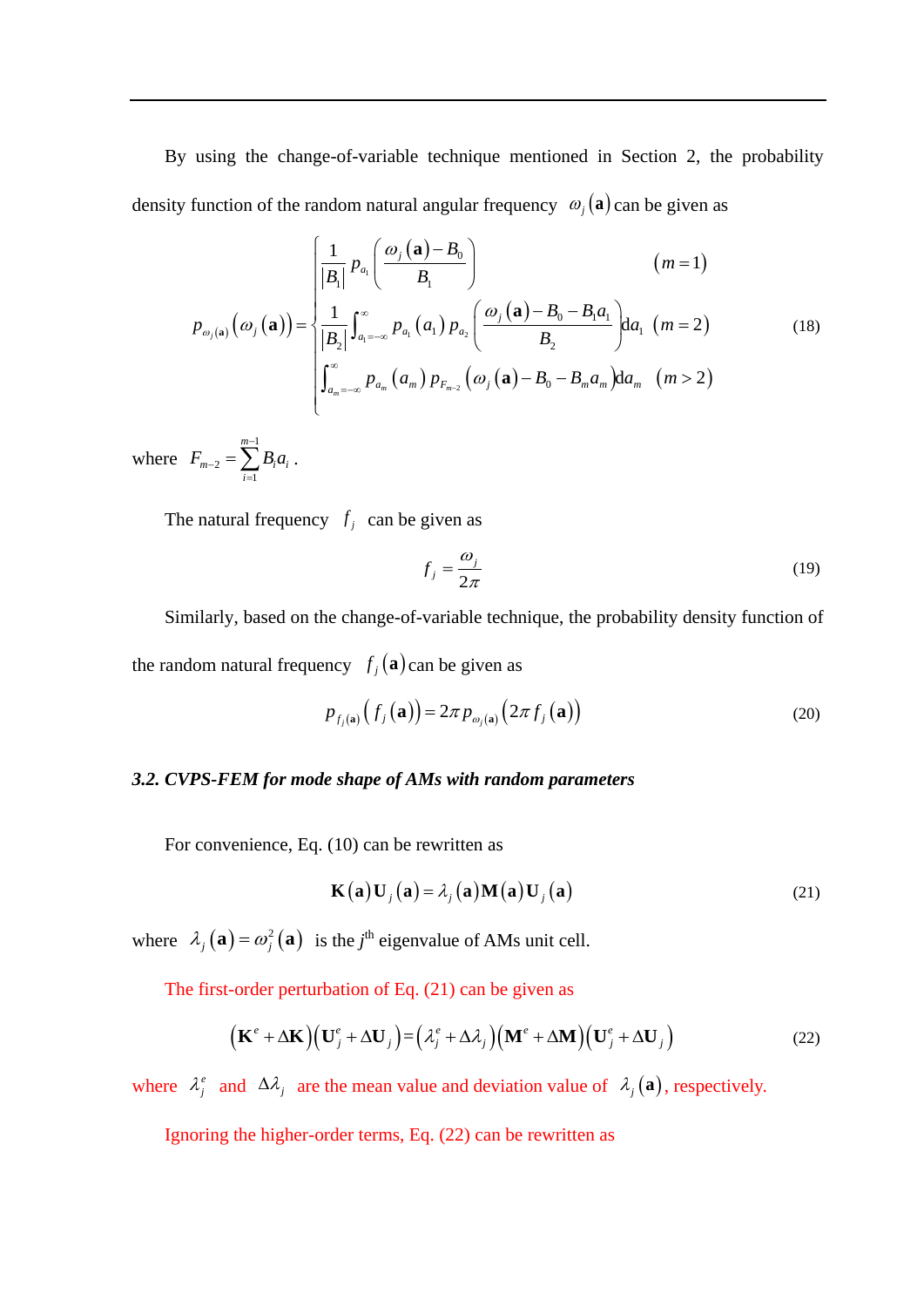By using the change-of-variable technique mentioned in Section 2, the probability density function of the random natural angular frequency $\omega_j(\mathbf{a})$ can be given as

$$
p_{\omega_j(\mathbf{a})}\left(\omega_j(\mathbf{a})\right)=\begin{cases}\dfrac{1}{|B_1|}p_{a_1}\left(\dfrac{\omega_j(\mathbf{a})-B_0}{B_1}\right) & (m=1)\\ \dfrac{1}{|B_2|}\displaystyle\int_{a_1=-\infty}^{\infty}p_{a_1}(a_1)\,p_{a_2}\left(\dfrac{\omega_j(\mathbf{a})-B_0-B_1a_1}{B_2}\right)\mathrm{d}a_1 & (m=2)\\ \displaystyle\int_{a_m=-\infty}^{\infty}p_{a_m}(a_m)\,p_{F_{m-2}}\left(\omega_j(\mathbf{a})-B_0-B_ma_m\right)\mathrm{d}a_m & (m>2)\end{cases} \tag{18}
$$

where $F_{m-2}=\sum_{i=1}^{m-1}B_ia_i$.

The natural frequency $f_j$ can be given as

$$
f_j=\frac{\omega_j}{2\pi} \tag{19}
$$

Similarly, based on the change-of-variable technique, the probability density function of the random natural frequency $f_j(\mathbf{a})$ can be given as

$$
p_{f_j(\mathbf{a})}\left(f_j(\mathbf{a})\right)=2\pi\,p_{\omega_j(\mathbf{a})}\left(2\pi f_j(\mathbf{a})\right) \tag{20}
$$

### *3.2. CVPS-FEM for mode shape of AMs with random parameters*

For convenience, Eq. (10) can be rewritten as

$$
\mathbf{K}(\mathbf{a})\mathbf{U}_j(\mathbf{a})=\lambda_j(\mathbf{a})\mathbf{M}(\mathbf{a})\mathbf{U}_j(\mathbf{a}) \tag{21}
$$

where $\lambda_j(\mathbf{a})=\omega_j^2(\mathbf{a})$ is the $j^{\text{th}}$ eigenvalue of AMs unit cell.

The first-order perturbation of Eq. (21) can be given as

$$
\left(\mathbf{K}^e+\Delta\mathbf{K}\right)\left(\mathbf{U}_j^e+\Delta\mathbf{U}_j\right)=\left(\lambda_j^e+\Delta\lambda_j\right)\left(\mathbf{M}^e+\Delta\mathbf{M}\right)\left(\mathbf{U}_j^e+\Delta\mathbf{U}_j\right) \tag{22}
$$

where $\lambda_j^e$ and $\Delta\lambda_j$ are the mean value and deviation value of $\lambda_j(\mathbf{a})$, respectively.

Ignoring the higher-order terms, Eq. (22) can be rewritten as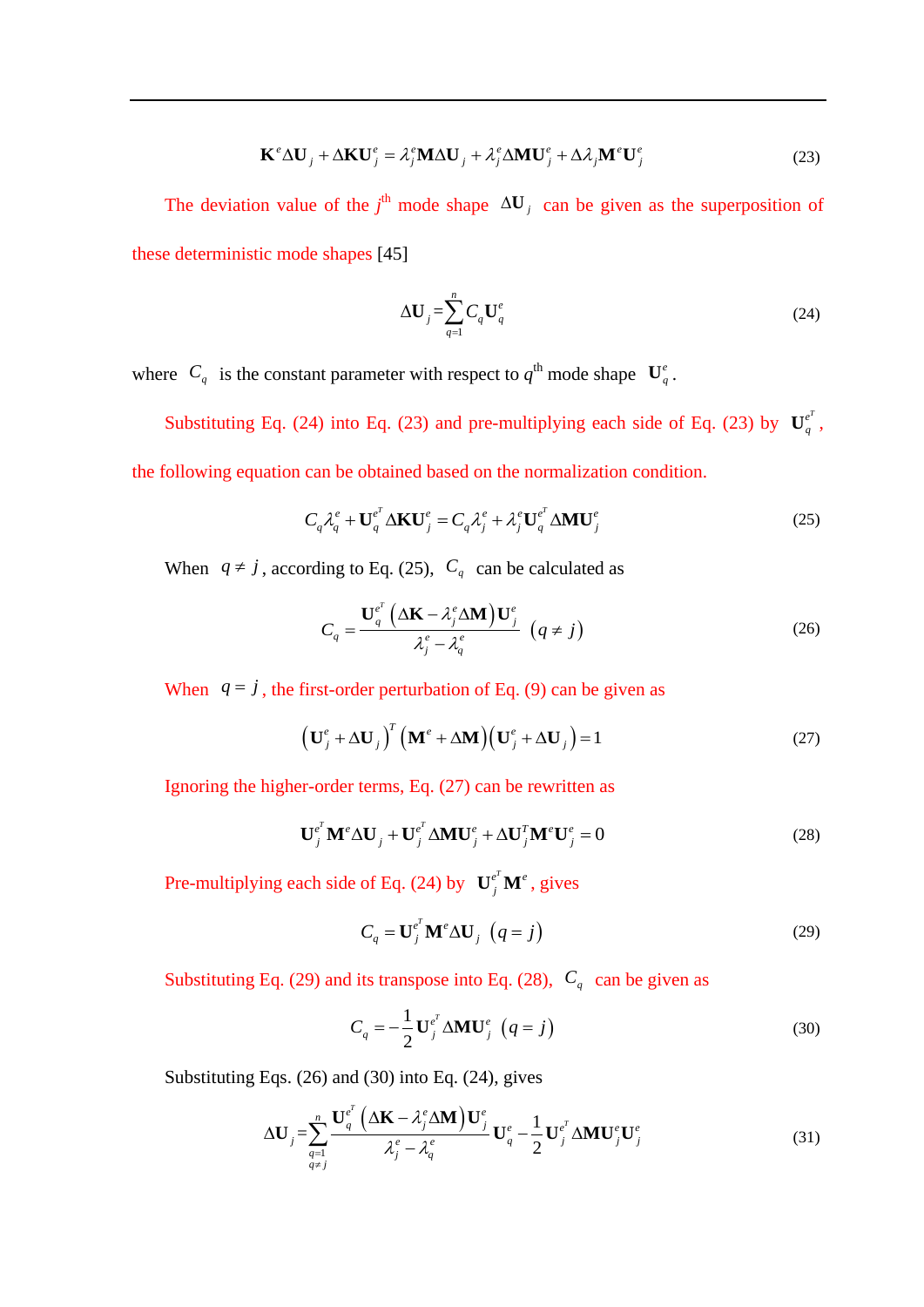$$\mathbf{K}^e \Delta \mathbf{U}_j + \Delta \mathbf{K} \mathbf{U}_j^e = \lambda_j^e \mathbf{M} \Delta \mathbf{U}_j + \lambda_j^e \Delta \mathbf{M} \mathbf{U}_j^e + \Delta \lambda_j \mathbf{M}^e \mathbf{U}_j^e \tag{23}$$

The deviation value of the $j^{\text{th}}$ mode shape $\Delta \mathbf{U}_j$ can be given as the superposition of these deterministic mode shapes [45]

$$\Delta \mathbf{U}_j = \sum_{q=1}^{n} C_q \mathbf{U}_q^e \tag{24}$$

where $C_q$ is the constant parameter with respect to $q^{\text{th}}$ mode shape $\mathbf{U}_q^e$.

Substituting Eq. (24) into Eq. (23) and pre-multiplying each side of Eq. (23) by $\mathbf{U}_q^{e^T}$, the following equation can be obtained based on the normalization condition.

$$C_q \lambda_q^e + \mathbf{U}_q^{e^T} \Delta \mathbf{K} \mathbf{U}_j^e = C_q \lambda_j^e + \lambda_j^e \mathbf{U}_q^{e^T} \Delta \mathbf{M} \mathbf{U}_j^e \tag{25}$$

When $q \neq j$, according to Eq. (25), $C_q$ can be calculated as

$$C_q = \frac{\mathbf{U}_q^{e^T} \left( \Delta \mathbf{K} - \lambda_j^e \Delta \mathbf{M} \right) \mathbf{U}_j^e}{\lambda_j^e - \lambda_q^e} \quad \left( q \neq j \right) \tag{26}$$

When $q = j$, the first-order perturbation of Eq. (9) can be given as

$$\left( \mathbf{U}_j^e + \Delta \mathbf{U}_j \right)^T \left( \mathbf{M}^e + \Delta \mathbf{M} \right) \left( \mathbf{U}_j^e + \Delta \mathbf{U}_j \right) = 1 \tag{27}$$

Ignoring the higher-order terms, Eq. (27) can be rewritten as

$$\mathbf{U}_j^{e^T} \mathbf{M}^e \Delta \mathbf{U}_j + \mathbf{U}_j^{e^T} \Delta \mathbf{M} \mathbf{U}_j^e + \Delta \mathbf{U}_j^T \mathbf{M}^e \mathbf{U}_j^e = 0 \tag{28}$$

Pre-multiplying each side of Eq. (24) by $\mathbf{U}_j^{e^T} \mathbf{M}^e$, gives

$$C_q = \mathbf{U}_j^{e^T} \mathbf{M}^e \Delta \mathbf{U}_j \quad \left( q = j \right) \tag{29}$$

Substituting Eq. (29) and its transpose into Eq. (28), $C_q$ can be given as

$$C_q = -\frac{1}{2} \mathbf{U}_j^{e^T} \Delta \mathbf{M} \mathbf{U}_j^e \quad \left( q = j \right) \tag{30}$$

Substituting Eqs. (26) and (30) into Eq. (24), gives

$$\Delta \mathbf{U}_j = \sum_{\substack{q=1 \\ q \neq j}}^{n} \frac{\mathbf{U}_q^{e^T} \left( \Delta \mathbf{K} - \lambda_j^e \Delta \mathbf{M} \right) \mathbf{U}_j^e}{\lambda_j^e - \lambda_q^e} \mathbf{U}_q^e - \frac{1}{2} \mathbf{U}_j^{e^T} \Delta \mathbf{M} \mathbf{U}_j^e \mathbf{U}_j^e \tag{31}$$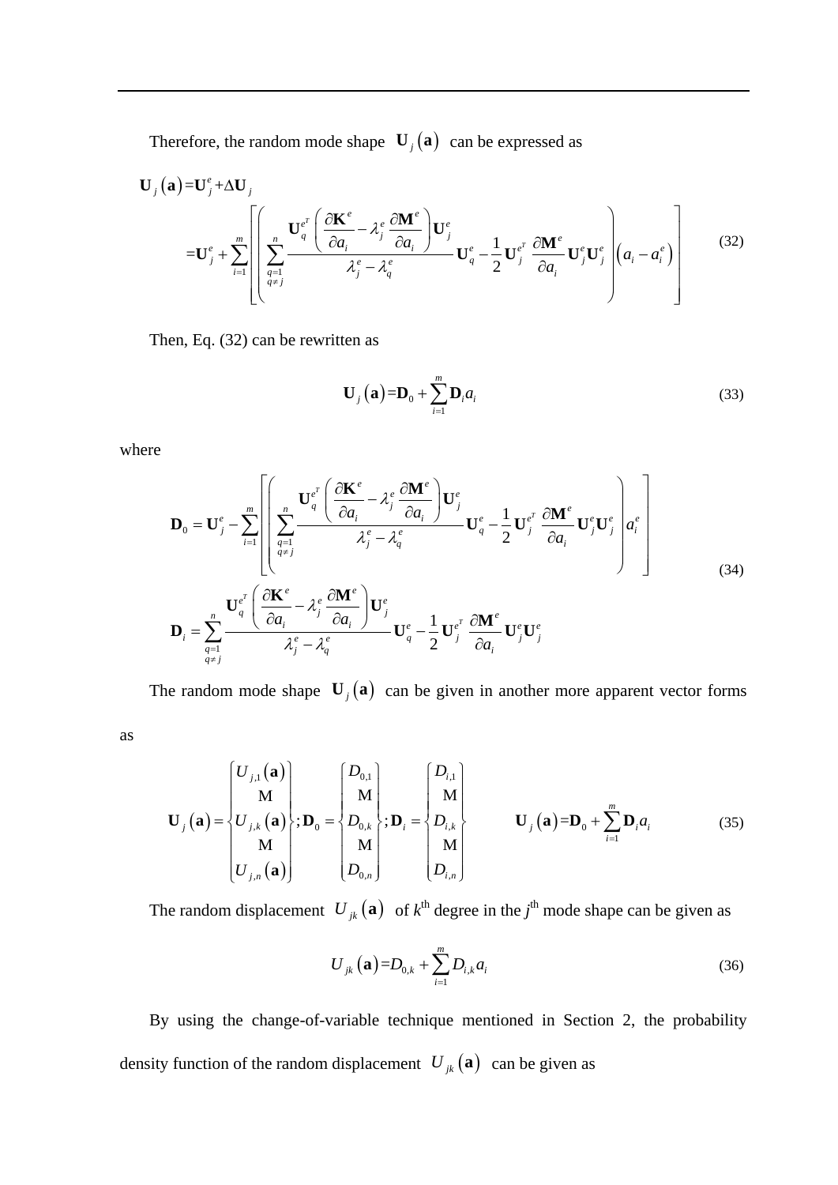Therefore, the random mode shape $\mathbf{U}_j(\mathbf{a})$ can be expressed as

$$
\begin{aligned}
\mathbf{U}_j(\mathbf{a}) &= \mathbf{U}_j^e + \Delta\mathbf{U}_j \\
&= \mathbf{U}_j^e + \sum_{i=1}^{m}\left[\left(\sum_{\substack{q=1\\ q\neq j}}^{n}\frac{\mathbf{U}_q^{e^T}\left(\dfrac{\partial\mathbf{K}^e}{\partial a_i}-\lambda_j^e\dfrac{\partial\mathbf{M}^e}{\partial a_i}\right)\mathbf{U}_j^e}{\lambda_j^e-\lambda_q^e}\mathbf{U}_q^e-\frac{1}{2}\mathbf{U}_j^{e^T}\frac{\partial\mathbf{M}^e}{\partial a_i}\mathbf{U}_j^e\mathbf{U}_j^e\right)\left(a_i-a_i^e\right)\right]
\end{aligned}
\tag{32}
$$

Then, Eq. (32) can be rewritten as

$$
\mathbf{U}_j(\mathbf{a}) = \mathbf{D}_0 + \sum_{i=1}^{m}\mathbf{D}_i a_i \tag{33}
$$

where

$$
\begin{aligned}
\mathbf{D}_0 &= \mathbf{U}_j^e - \sum_{i=1}^{m}\left[\left(\sum_{\substack{q=1\\ q\neq j}}^{n}\frac{\mathbf{U}_q^{e^T}\left(\dfrac{\partial\mathbf{K}^e}{\partial a_i}-\lambda_j^e\dfrac{\partial\mathbf{M}^e}{\partial a_i}\right)\mathbf{U}_j^e}{\lambda_j^e-\lambda_q^e}\mathbf{U}_q^e-\frac{1}{2}\mathbf{U}_j^{e^T}\frac{\partial\mathbf{M}^e}{\partial a_i}\mathbf{U}_j^e\mathbf{U}_j^e\right)a_i^e\right] \\
\mathbf{D}_i &= \sum_{\substack{q=1\\ q\neq j}}^{n}\frac{\mathbf{U}_q^{e^T}\left(\dfrac{\partial\mathbf{K}^e}{\partial a_i}-\lambda_j^e\dfrac{\partial\mathbf{M}^e}{\partial a_i}\right)\mathbf{U}_j^e}{\lambda_j^e-\lambda_q^e}\mathbf{U}_q^e-\frac{1}{2}\mathbf{U}_j^{e^T}\frac{\partial\mathbf{M}^e}{\partial a_i}\mathbf{U}_j^e\mathbf{U}_j^e
\end{aligned}
\tag{34}
$$

The random mode shape $\mathbf{U}_j(\mathbf{a})$ can be given in another more apparent vector forms as

$$
\mathbf{U}_j(\mathbf{a}) = \begin{Bmatrix} U_{j,1}(\mathbf{a}) \\ \vdots \\ U_{j,k}(\mathbf{a}) \\ \vdots \\ U_{j,n}(\mathbf{a}) \end{Bmatrix};\ \mathbf{D}_0 = \begin{Bmatrix} D_{0,1} \\ \vdots \\ D_{0,k} \\ \vdots \\ D_{0,n} \end{Bmatrix};\ \mathbf{D}_i = \begin{Bmatrix} D_{i,1} \\ \vdots \\ D_{i,k} \\ \vdots \\ D_{i,n} \end{Bmatrix} \qquad \mathbf{U}_j(\mathbf{a}) = \mathbf{D}_0 + \sum_{i=1}^{m}\mathbf{D}_i a_i \tag{35}
$$

The random displacement $U_{jk}(\mathbf{a})$ of $k^{\text{th}}$ degree in the $j^{\text{th}}$ mode shape can be given as

$$
U_{jk}(\mathbf{a}) = D_{0,k} + \sum_{i=1}^{m} D_{i,k} a_i \tag{36}
$$

By using the change-of-variable technique mentioned in Section 2, the probability density function of the random displacement $U_{jk}(\mathbf{a})$ can be given as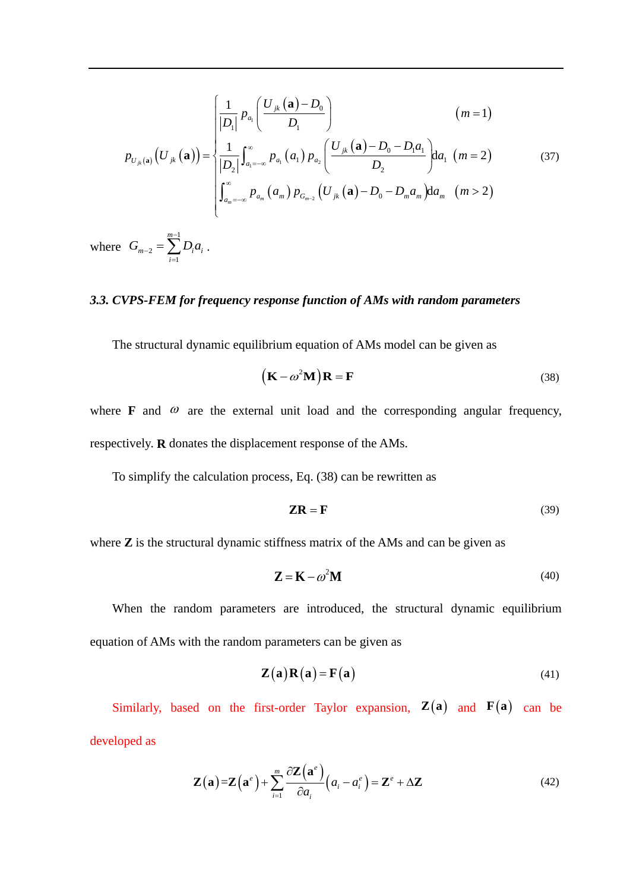$$
p_{U_{jk}(\mathbf{a})}\left(U_{jk}(\mathbf{a})\right)=\begin{cases}\dfrac{1}{|D_1|}p_{a_1}\left(\dfrac{U_{jk}(\mathbf{a})-D_0}{D_1}\right) & (m=1)\\ \dfrac{1}{|D_2|}\displaystyle\int_{a_1=-\infty}^{\infty}p_{a_1}(a_1)\,p_{a_2}\left(\dfrac{U_{jk}(\mathbf{a})-D_0-D_1a_1}{D_2}\right)\mathrm{d}a_1 & (m=2)\\ \displaystyle\int_{a_m=-\infty}^{\infty}p_{a_m}(a_m)\,p_{G_{m-2}}\left(U_{jk}(\mathbf{a})-D_0-D_ma_m\right)\mathrm{d}a_m & (m>2)\end{cases} \tag{37}
$$

where $G_{m-2}=\sum_{i=1}^{m-1}D_ia_i$ .

### *3.3. CVPS-FEM for frequency response function of AMs with random parameters*

The structural dynamic equilibrium equation of AMs model can be given as

$$
\left(\mathbf{K}-\omega^2\mathbf{M}\right)\mathbf{R}=\mathbf{F} \tag{38}
$$

where $\mathbf{F}$ and $\omega$ are the external unit load and the corresponding angular frequency, respectively. $\mathbf{R}$ donates the displacement response of the AMs.

To simplify the calculation process, Eq. (38) can be rewritten as

$$
\mathbf{ZR}=\mathbf{F} \tag{39}
$$

where $\mathbf{Z}$ is the structural dynamic stiffness matrix of the AMs and can be given as

$$
\mathbf{Z}=\mathbf{K}-\omega^2\mathbf{M} \tag{40}
$$

When the random parameters are introduced, the structural dynamic equilibrium equation of AMs with the random parameters can be given as

$$
\mathbf{Z}(\mathbf{a})\mathbf{R}(\mathbf{a})=\mathbf{F}(\mathbf{a}) \tag{41}
$$

Similarly, based on the first-order Taylor expansion, $\mathbf{Z}(\mathbf{a})$ and $\mathbf{F}(\mathbf{a})$ can be developed as

$$
\mathbf{Z}(\mathbf{a})=\mathbf{Z}(\mathbf{a}^e)+\sum_{i=1}^{m}\frac{\partial\mathbf{Z}(\mathbf{a}^e)}{\partial a_i}\left(a_i-a_i^e\right)=\mathbf{Z}^e+\Delta\mathbf{Z} \tag{42}
$$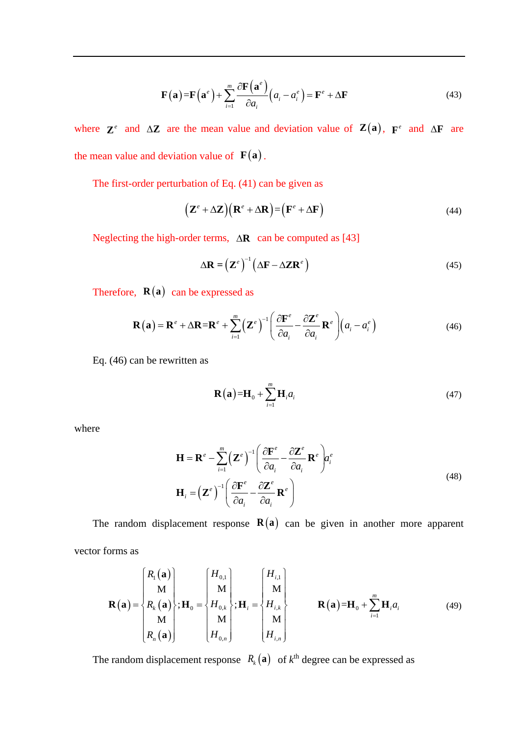$$\mathbf{F}(\mathbf{a})=\mathbf{F}(\mathbf{a}^e)+\sum_{i=1}^{m}\frac{\partial \mathbf{F}(\mathbf{a}^e)}{\partial a_i}(a_i-a_i^e)=\mathbf{F}^e+\Delta\mathbf{F} \tag{43}$$

where $\mathbf{Z}^e$ and $\Delta\mathbf{Z}$ are the mean value and deviation value of $\mathbf{Z}(\mathbf{a})$, $\mathbf{F}^e$ and $\Delta\mathbf{F}$ are the mean value and deviation value of $\mathbf{F}(\mathbf{a})$.

The first-order perturbation of Eq. (41) can be given as

$$(\mathbf{Z}^e+\Delta\mathbf{Z})(\mathbf{R}^e+\Delta\mathbf{R})=(\mathbf{F}^e+\Delta\mathbf{F}) \tag{44}$$

Neglecting the high-order terms, $\Delta\mathbf{R}$ can be computed as [43]

$$\Delta\mathbf{R}=(\mathbf{Z}^e)^{-1}(\Delta\mathbf{F}-\Delta\mathbf{Z}\mathbf{R}^e) \tag{45}$$

Therefore, $\mathbf{R}(\mathbf{a})$ can be expressed as

$$\mathbf{R}(\mathbf{a})=\mathbf{R}^e+\Delta\mathbf{R}=\mathbf{R}^e+\sum_{i=1}^{m}(\mathbf{Z}^e)^{-1}\left(\frac{\partial \mathbf{F}^e}{\partial a_i}-\frac{\partial \mathbf{Z}^e}{\partial a_i}\mathbf{R}^e\right)(a_i-a_i^e) \tag{46}$$

Eq. (46) can be rewritten as

$$\mathbf{R}(\mathbf{a})=\mathbf{H}_0+\sum_{i=1}^{m}\mathbf{H}_i a_i \tag{47}$$

where

$$\begin{aligned}\mathbf{H}&=\mathbf{R}^e-\sum_{i=1}^{m}(\mathbf{Z}^e)^{-1}\left(\frac{\partial \mathbf{F}^e}{\partial a_i}-\frac{\partial \mathbf{Z}^e}{\partial a_i}\mathbf{R}^e\right)a_i^e\\ \mathbf{H}_i&=(\mathbf{Z}^e)^{-1}\left(\frac{\partial \mathbf{F}^e}{\partial a_i}-\frac{\partial \mathbf{Z}^e}{\partial a_i}\mathbf{R}^e\right)\end{aligned} \tag{48}$$

The random displacement response $\mathbf{R}(\mathbf{a})$ can be given in another more apparent vector forms as

$$\mathbf{R}(\mathbf{a})=\begin{Bmatrix}R_1(\mathbf{a})\\ \vdots\\ R_k(\mathbf{a})\\ \vdots\\ R_n(\mathbf{a})\end{Bmatrix};\mathbf{H}_0=\begin{Bmatrix}H_{0,1}\\ \vdots\\ H_{0,k}\\ \vdots\\ H_{0,n}\end{Bmatrix};\mathbf{H}_i=\begin{Bmatrix}H_{i,1}\\ \vdots\\ H_{i,k}\\ \vdots\\ H_{i,n}\end{Bmatrix}\qquad \mathbf{R}(\mathbf{a})=\mathbf{H}_0+\sum_{i=1}^{m}\mathbf{H}_i a_i \tag{49}$$

The random displacement response $R_k(\mathbf{a})$ of $k^{\text{th}}$ degree can be expressed as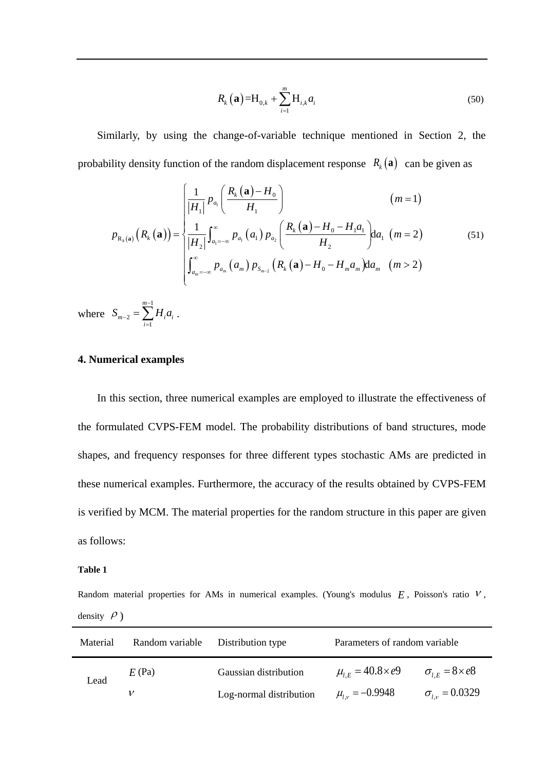$$R_k\left(\mathbf{a}\right)=\mathrm{H}_{0,k}+\sum_{i=1}^{m}\mathrm{H}_{i,k}a_i \tag{50}$$

Similarly, by using the change-of-variable technique mentioned in Section 2, the probability density function of the random displacement response $R_k\left(\mathbf{a}\right)$ can be given as

$$p_{\mathrm{R}_k(\mathbf{a})}\left(R_k\left(\mathbf{a}\right)\right)=\begin{cases}\dfrac{1}{\left|H_1\right|}p_{a_1}\left(\dfrac{R_k\left(\mathbf{a}\right)-H_0}{H_1}\right) & \left(m=1\right)\\ \dfrac{1}{\left|H_2\right|}\displaystyle\int_{a_1=-\infty}^{\infty}p_{a_1}\left(a_1\right)p_{a_2}\left(\dfrac{R_k\left(\mathbf{a}\right)-H_0-H_1a_1}{H_2}\right)\mathrm{d}a_1 & \left(m=2\right)\\ \displaystyle\int_{a_m=-\infty}^{\infty}p_{a_m}\left(a_m\right)p_{S_{m-2}}\left(R_k\left(\mathbf{a}\right)-H_0-H_ma_m\right)\mathrm{d}a_m & \left(m>2\right)\end{cases} \tag{51}$$

where $S_{m-2}=\sum_{i=1}^{m-1}H_ia_i$ .

## 4. Numerical examples

In this section, three numerical examples are employed to illustrate the effectiveness of the formulated CVPS-FEM model. The probability distributions of band structures, mode shapes, and frequency responses for three different types stochastic AMs are predicted in these numerical examples. Furthermore, the accuracy of the results obtained by CVPS-FEM is verified by MCM. The material properties for the random structure in this paper are given as follows:

**Table 1**

Random material properties for AMs in numerical examples. (Young's modulus $E$, Poisson's ratio $\nu$, density $\rho$)

| Material | Random variable | Distribution type | Parameters of random variable | |
|---|---|---|---|---|
| Lead | $E$ (Pa) | Gaussian distribution | $\mu_{l,E}=40.8\times e9$ | $\sigma_{l,E}=8\times e8$ |
| | $\nu$ | Log-normal distribution | $\mu_{l,\nu}=-0.9948$ | $\sigma_{l,\nu}=0.0329$ |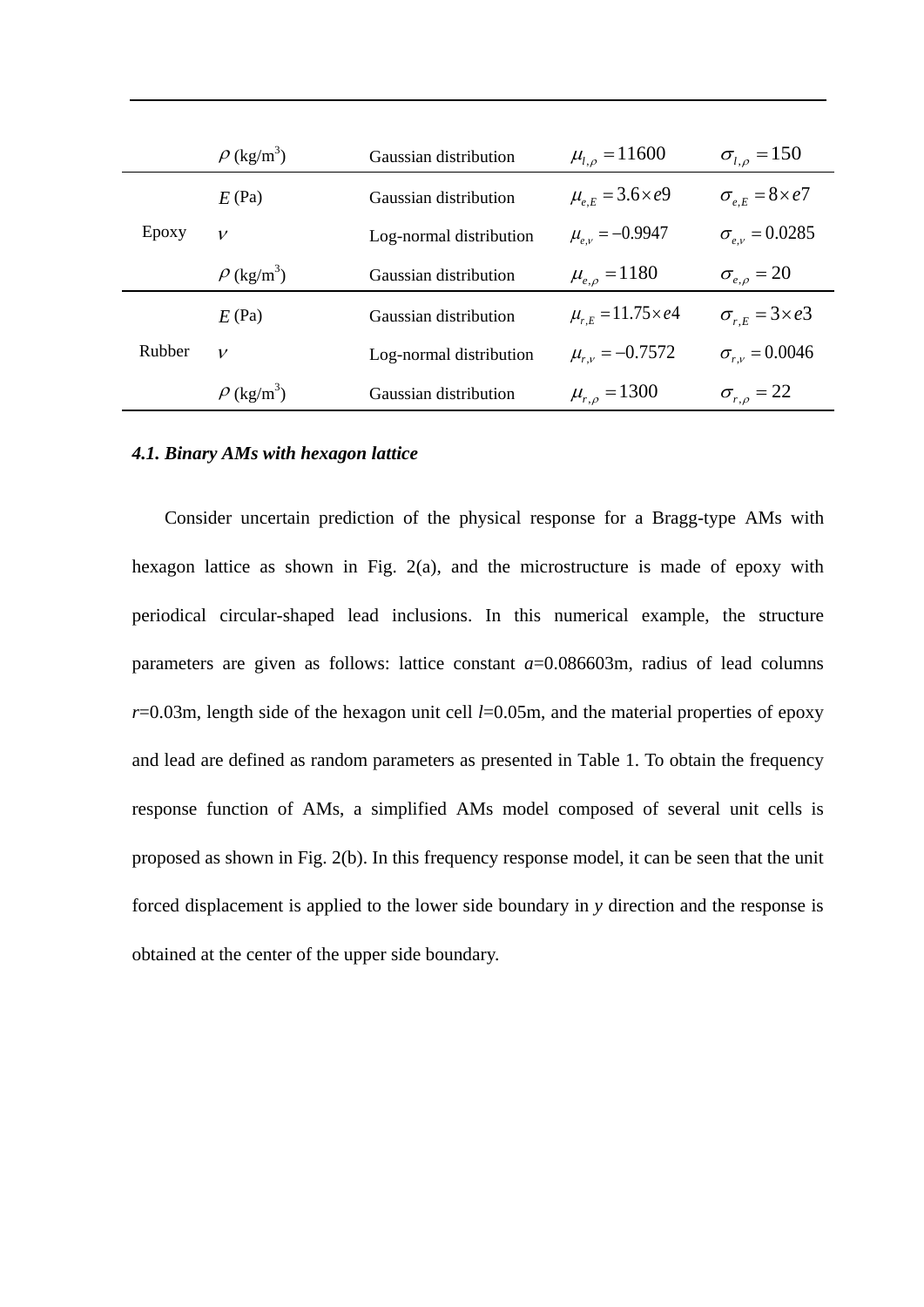| | | | | |
|---|---|---|---|---|
| | $\rho$ (kg/m$^3$) | Gaussian distribution | $\mu_{l,\rho} = 11600$ | $\sigma_{l,\rho} = 150$ |
| Epoxy | $E$ (Pa) | Gaussian distribution | $\mu_{e,E} = 3.6 \times e9$ | $\sigma_{e,E} = 8 \times e7$ |
| | $\nu$ | Log-normal distribution | $\mu_{e,\nu} = -0.9947$ | $\sigma_{e,\nu} = 0.0285$ |
| | $\rho$ (kg/m$^3$) | Gaussian distribution | $\mu_{e,\rho} = 1180$ | $\sigma_{e,\rho} = 20$ |
| Rubber | $E$ (Pa) | Gaussian distribution | $\mu_{r,E} = 11.75 \times e4$ | $\sigma_{r,E} = 3 \times e3$ |
| | $\nu$ | Log-normal distribution | $\mu_{r,\nu} = -0.7572$ | $\sigma_{r,\nu} = 0.0046$ |
| | $\rho$ (kg/m$^3$) | Gaussian distribution | $\mu_{r,\rho} = 1300$ | $\sigma_{r,\rho} = 22$ |

### *4.1. Binary AMs with hexagon lattice*

Consider uncertain prediction of the physical response for a Bragg-type AMs with hexagon lattice as shown in Fig. 2(a), and the microstructure is made of epoxy with periodical circular-shaped lead inclusions. In this numerical example, the structure parameters are given as follows: lattice constant $a$=0.086603m, radius of lead columns $r$=0.03m, length side of the hexagon unit cell $l$=0.05m, and the material properties of epoxy and lead are defined as random parameters as presented in Table 1. To obtain the frequency response function of AMs, a simplified AMs model composed of several unit cells is proposed as shown in Fig. 2(b). In this frequency response model, it can be seen that the unit forced displacement is applied to the lower side boundary in $y$ direction and the response is obtained at the center of the upper side boundary.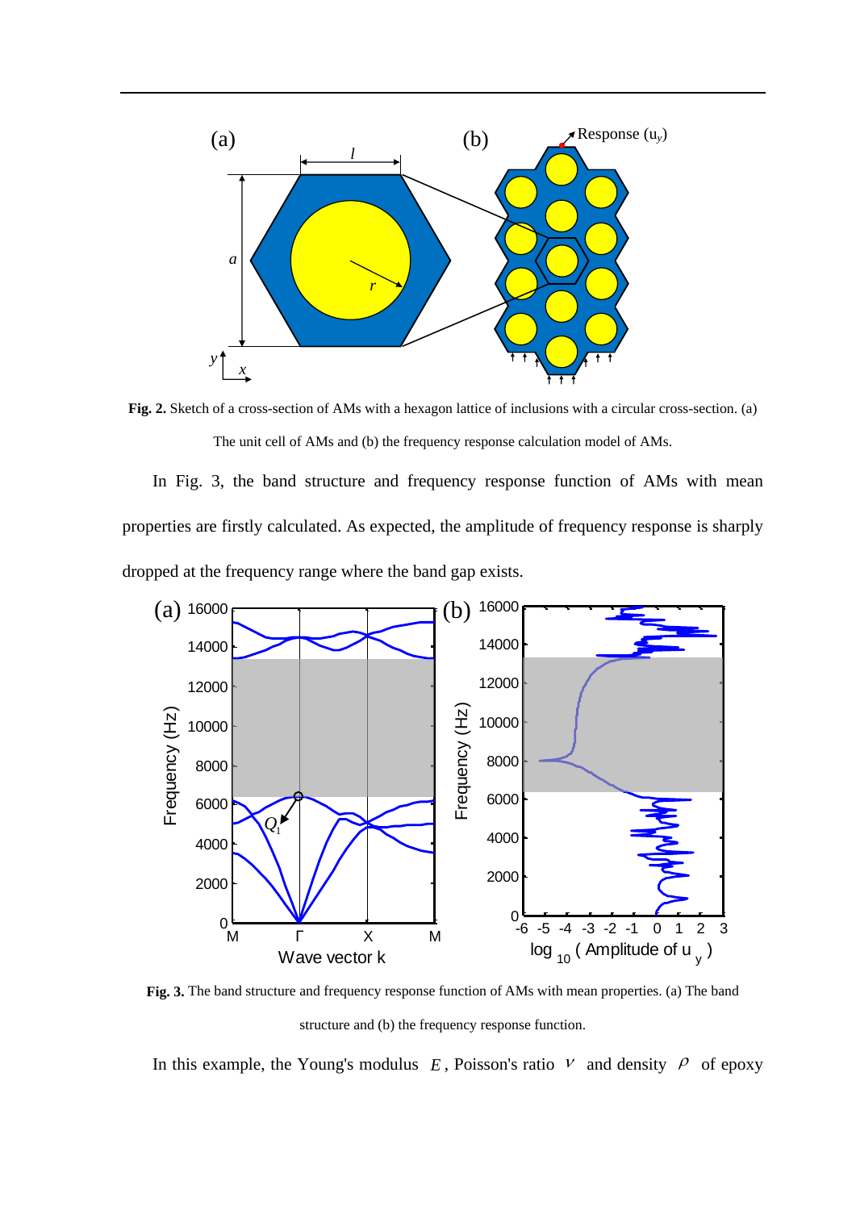**Fig. 2.** Sketch of a cross-section of AMs with a hexagon lattice of inclusions with a circular cross-section. (a) The unit cell of AMs and (b) the frequency response calculation model of AMs.

In Fig. 3, the band structure and frequency response function of AMs with mean properties are firstly calculated. As expected, the amplitude of frequency response is sharply dropped at the frequency range where the band gap exists.

**Fig. 3.** The band structure and frequency response function of AMs with mean properties. (a) The band structure and (b) the frequency response function.

In this example, the Young's modulus $E$, Poisson's ratio $\nu$ and density $\rho$ of epoxy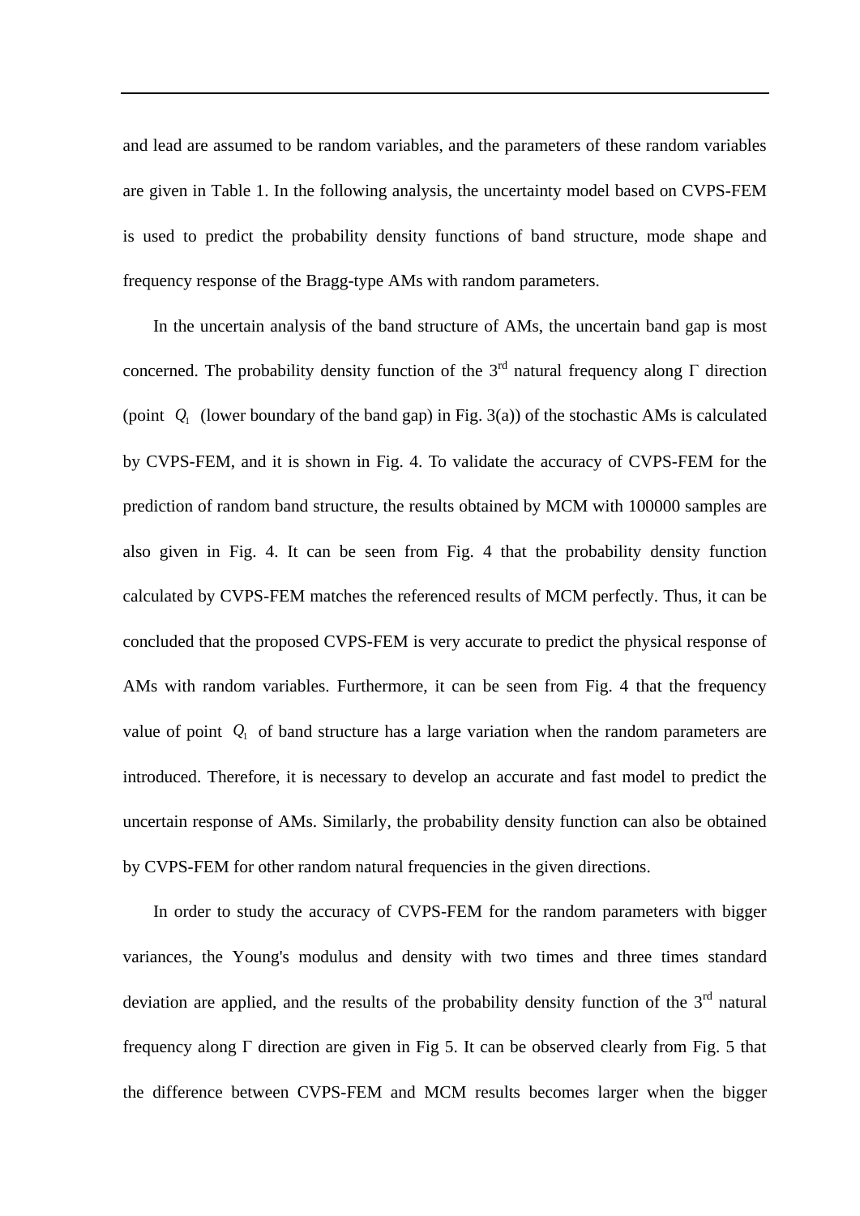and lead are assumed to be random variables, and the parameters of these random variables are given in Table 1. In the following analysis, the uncertainty model based on CVPS-FEM is used to predict the probability density functions of band structure, mode shape and frequency response of the Bragg-type AMs with random parameters.

In the uncertain analysis of the band structure of AMs, the uncertain band gap is most concerned. The probability density function of the 3rd natural frequency along Γ direction (point $Q_1$ (lower boundary of the band gap) in Fig. 3(a)) of the stochastic AMs is calculated by CVPS-FEM, and it is shown in Fig. 4. To validate the accuracy of CVPS-FEM for the prediction of random band structure, the results obtained by MCM with 100000 samples are also given in Fig. 4. It can be seen from Fig. 4 that the probability density function calculated by CVPS-FEM matches the referenced results of MCM perfectly. Thus, it can be concluded that the proposed CVPS-FEM is very accurate to predict the physical response of AMs with random variables. Furthermore, it can be seen from Fig. 4 that the frequency value of point $Q_1$ of band structure has a large variation when the random parameters are introduced. Therefore, it is necessary to develop an accurate and fast model to predict the uncertain response of AMs. Similarly, the probability density function can also be obtained by CVPS-FEM for other random natural frequencies in the given directions.

In order to study the accuracy of CVPS-FEM for the random parameters with bigger variances, the Young's modulus and density with two times and three times standard deviation are applied, and the results of the probability density function of the 3rd natural frequency along Γ direction are given in Fig 5. It can be observed clearly from Fig. 5 that the difference between CVPS-FEM and MCM results becomes larger when the bigger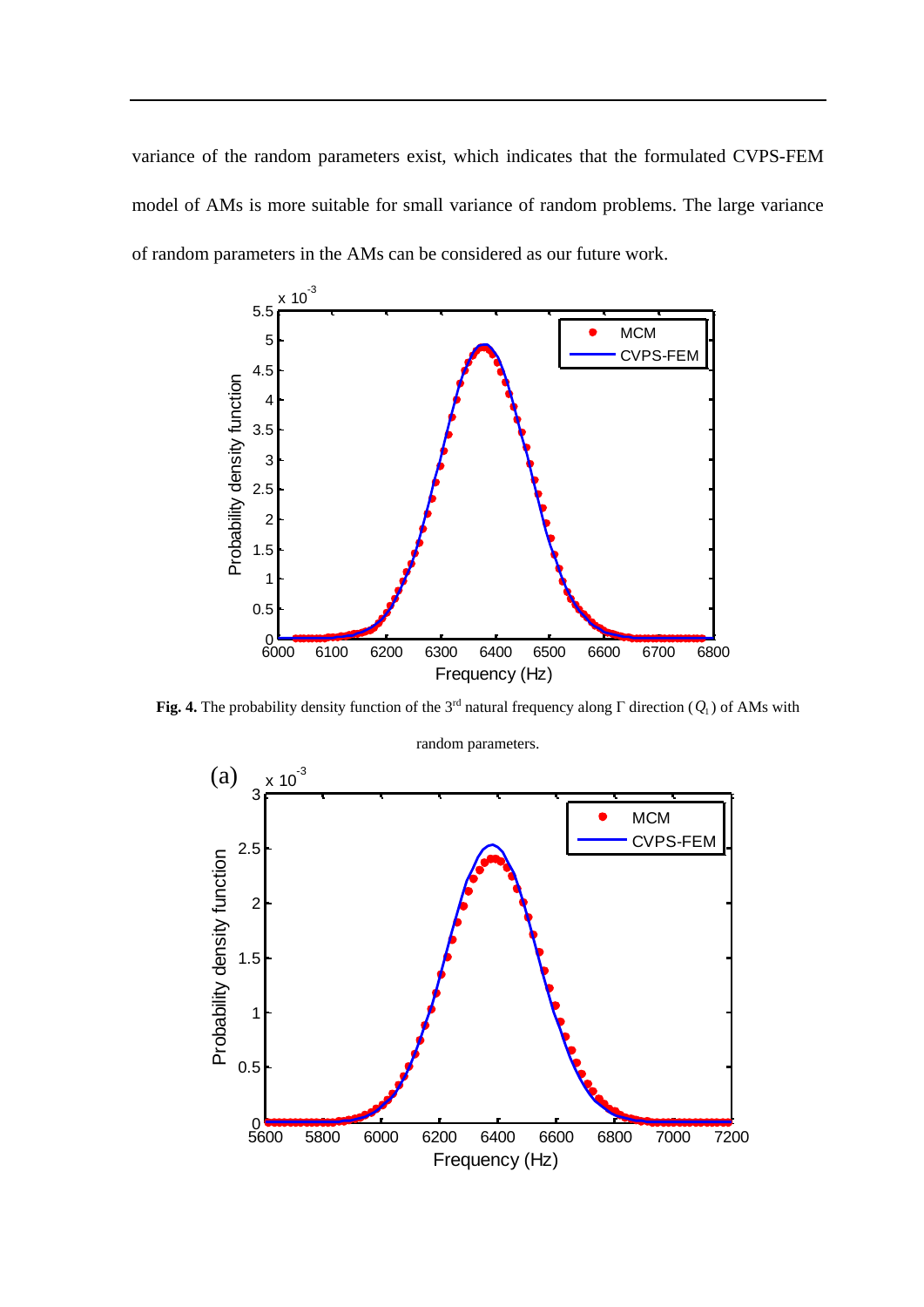variance of the random parameters exist, which indicates that the formulated CVPS-FEM model of AMs is more suitable for small variance of random problems. The large variance of random parameters in the AMs can be considered as our future work.

**Fig. 4.** The probability density function of the 3rd natural frequency along Γ direction ($Q_1$) of AMs with random parameters.

(a)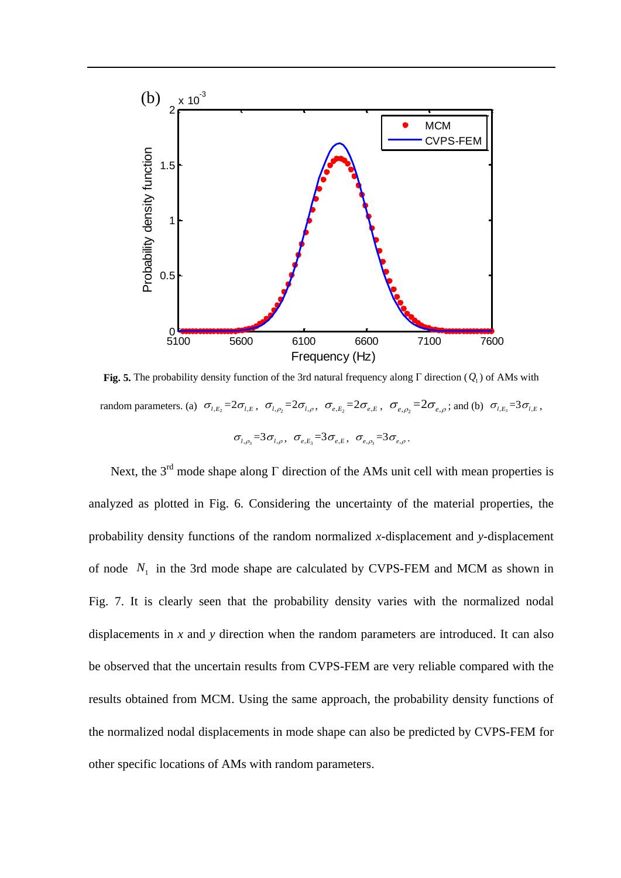**Fig. 5.** The probability density function of the 3rd natural frequency along Γ direction ($Q_1$) of AMs with random parameters. (a) $\sigma_{l,E_2}=2\sigma_{l,E}$, $\sigma_{l,\rho_2}=2\sigma_{l,\rho}$, $\sigma_{e,E_2}=2\sigma_{e,E}$, $\sigma_{e,\rho_2}=2\sigma_{e,\rho}$; and (b) $\sigma_{l,E_3}=3\sigma_{l,E}$, $\sigma_{l,\rho_3}=3\sigma_{l,\rho}$, $\sigma_{e,E_3}=3\sigma_{e,E}$, $\sigma_{e,\rho_3}=3\sigma_{e,\rho}$.

Next, the 3rd mode shape along Γ direction of the AMs unit cell with mean properties is analyzed as plotted in Fig. 6. Considering the uncertainty of the material properties, the probability density functions of the random normalized *x*-displacement and *y*-displacement of node $N_1$ in the 3rd mode shape are calculated by CVPS-FEM and MCM as shown in Fig. 7. It is clearly seen that the probability density varies with the normalized nodal displacements in *x* and *y* direction when the random parameters are introduced. It can also be observed that the uncertain results from CVPS-FEM are very reliable compared with the results obtained from MCM. Using the same approach, the probability density functions of the normalized nodal displacements in mode shape can also be predicted by CVPS-FEM for other specific locations of AMs with random parameters.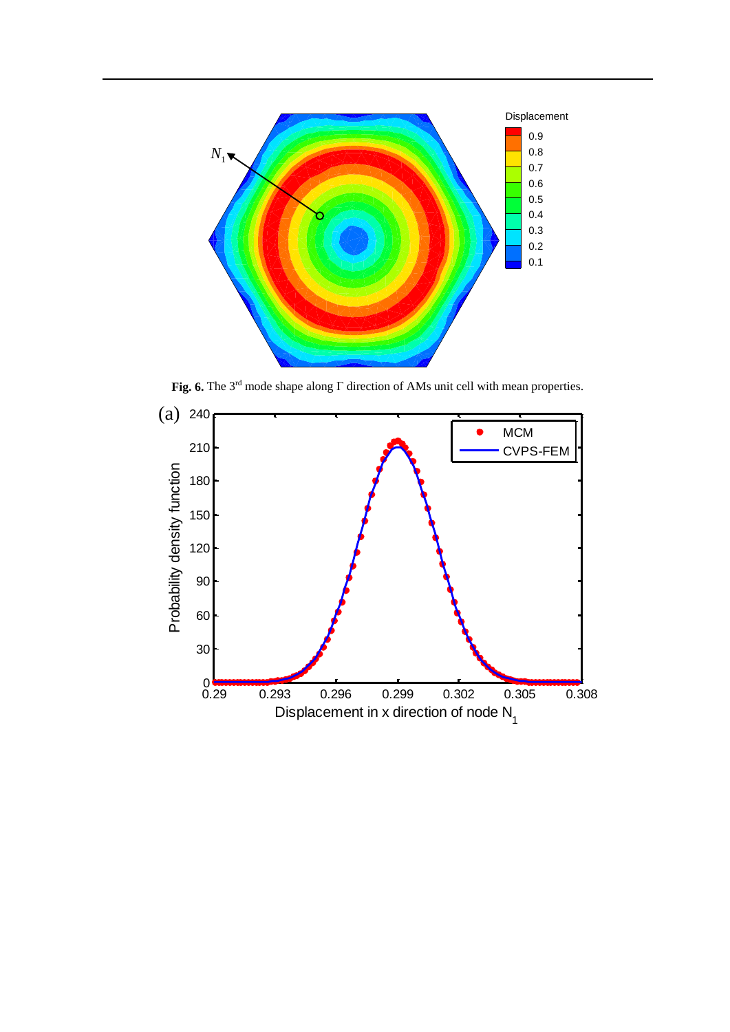**Fig. 6.** The 3[rd] mode shape along Γ direction of AMs unit cell with mean properties.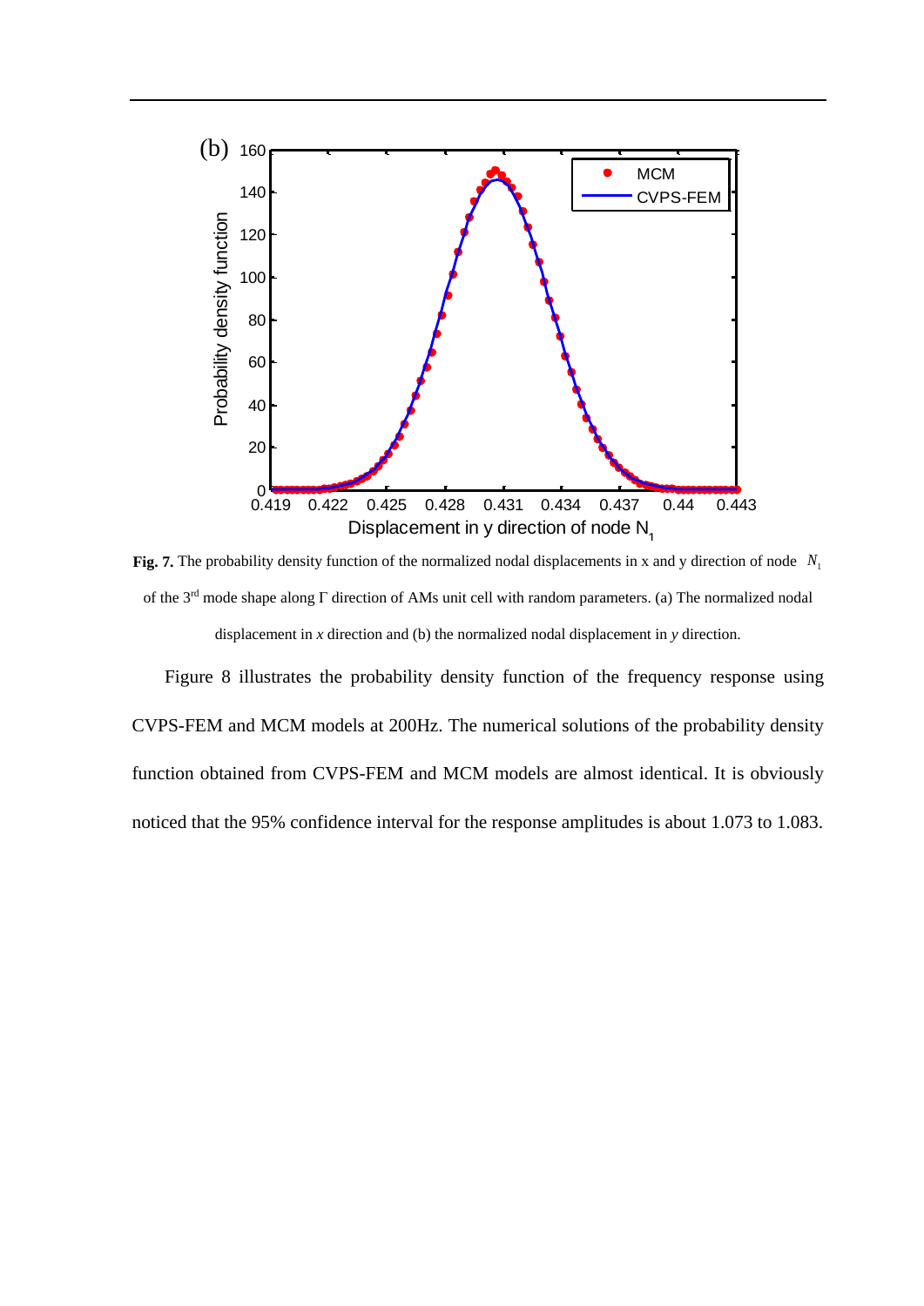**Fig. 7.** The probability density function of the normalized nodal displacements in x and y direction of node $N_1$ of the 3rd mode shape along Γ direction of AMs unit cell with random parameters. (a) The normalized nodal displacement in *x* direction and (b) the normalized nodal displacement in *y* direction.

Figure 8 illustrates the probability density function of the frequency response using CVPS-FEM and MCM models at 200Hz. The numerical solutions of the probability density function obtained from CVPS-FEM and MCM models are almost identical. It is obviously noticed that the 95% confidence interval for the response amplitudes is about 1.073 to 1.083.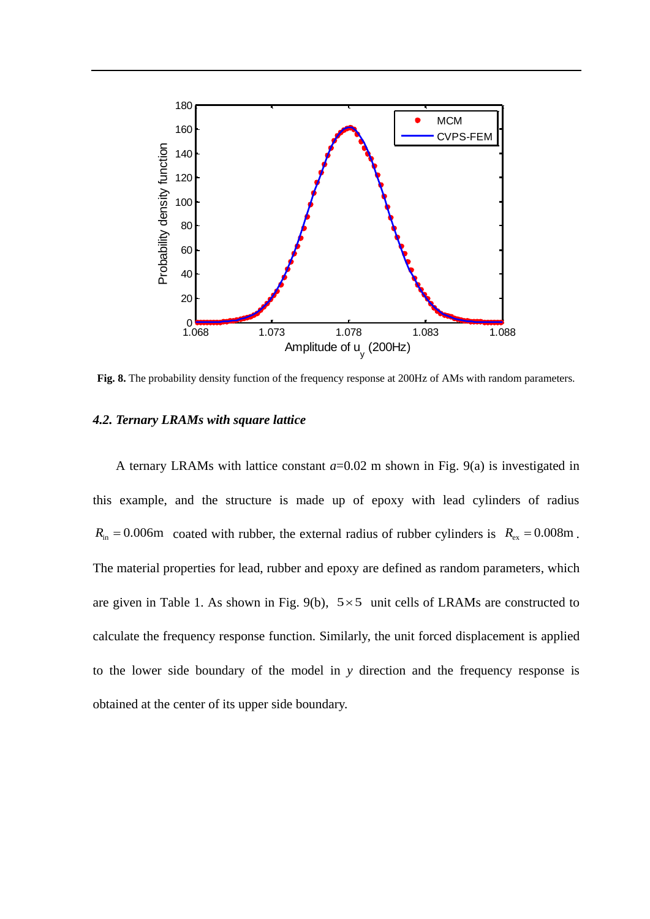**Fig. 8.** The probability density function of the frequency response at 200Hz of AMs with random parameters.

### *4.2. Ternary LRAMs with square lattice*

A ternary LRAMs with lattice constant $a$=0.02 m shown in Fig. 9(a) is investigated in this example, and the structure is made up of epoxy with lead cylinders of radius $R_{\text{in}} = 0.006\text{m}$ coated with rubber, the external radius of rubber cylinders is $R_{\text{ex}} = 0.008\text{m}$. The material properties for lead, rubber and epoxy are defined as random parameters, which are given in Table 1. As shown in Fig. 9(b), $5 \times 5$ unit cells of LRAMs are constructed to calculate the frequency response function. Similarly, the unit forced displacement is applied to the lower side boundary of the model in $y$ direction and the frequency response is obtained at the center of its upper side boundary.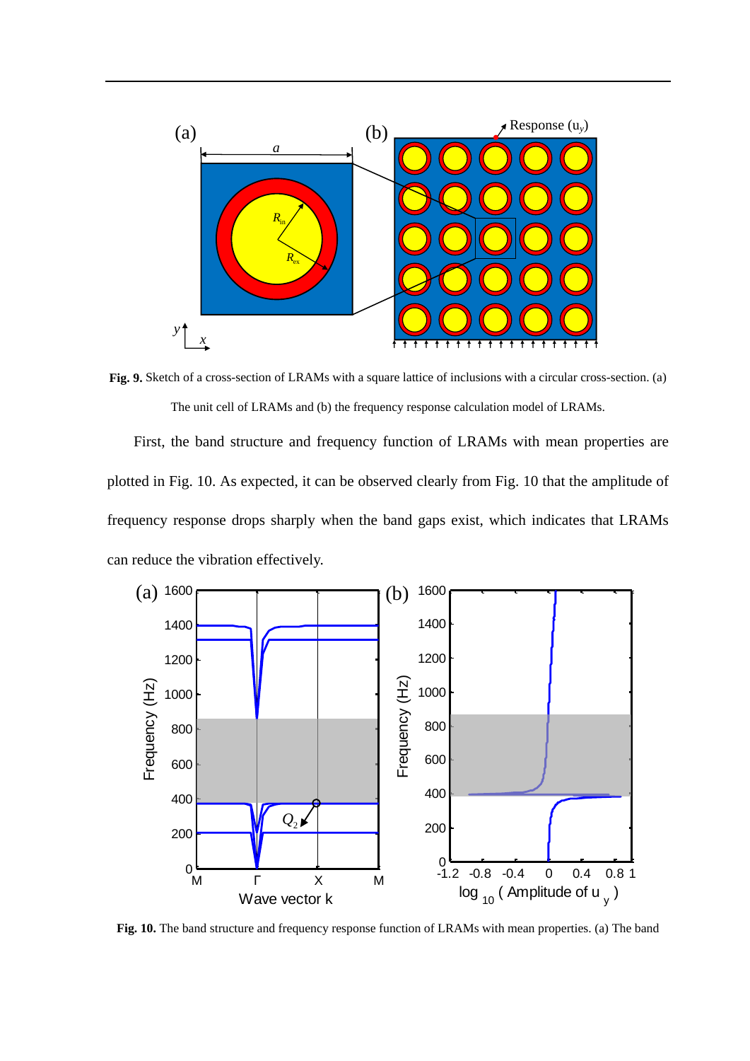**Fig. 9.** Sketch of a cross-section of LRAMs with a square lattice of inclusions with a circular cross-section. (a) The unit cell of LRAMs and (b) the frequency response calculation model of LRAMs.

First, the band structure and frequency function of LRAMs with mean properties are plotted in Fig. 10. As expected, it can be observed clearly from Fig. 10 that the amplitude of frequency response drops sharply when the band gaps exist, which indicates that LRAMs can reduce the vibration effectively.

**Fig. 10.** The band structure and frequency response function of LRAMs with mean properties. (a) The band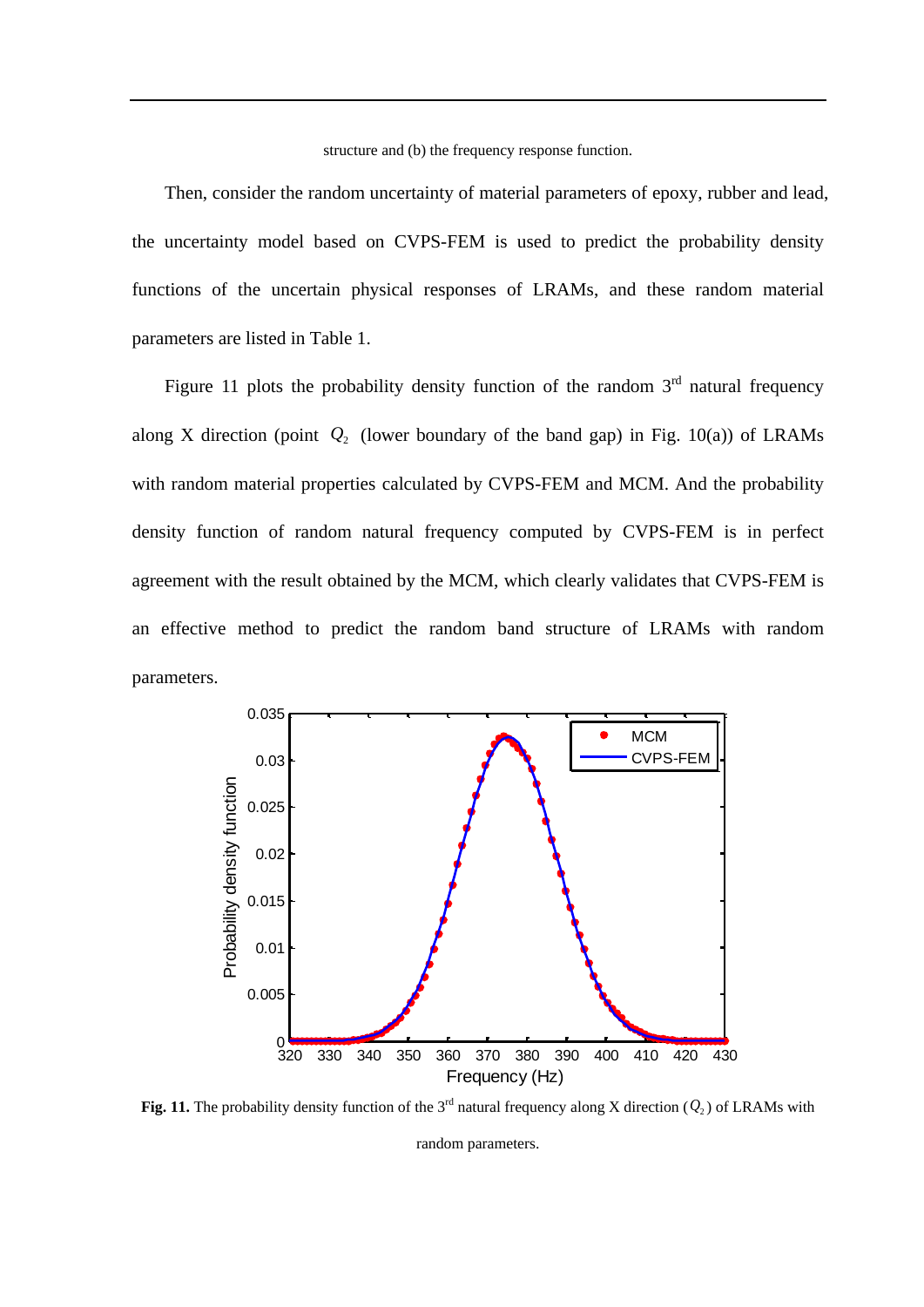structure and (b) the frequency response function.

Then, consider the random uncertainty of material parameters of epoxy, rubber and lead, the uncertainty model based on CVPS-FEM is used to predict the probability density functions of the uncertain physical responses of LRAMs, and these random material parameters are listed in Table 1.

Figure 11 plots the probability density function of the random 3rd natural frequency along X direction (point $Q_2$ (lower boundary of the band gap) in Fig. 10(a)) of LRAMs with random material properties calculated by CVPS-FEM and MCM. And the probability density function of random natural frequency computed by CVPS-FEM is in perfect agreement with the result obtained by the MCM, which clearly validates that CVPS-FEM is an effective method to predict the random band structure of LRAMs with random parameters.

**Fig. 11.** The probability density function of the 3rd natural frequency along X direction ($Q_2$) of LRAMs with random parameters.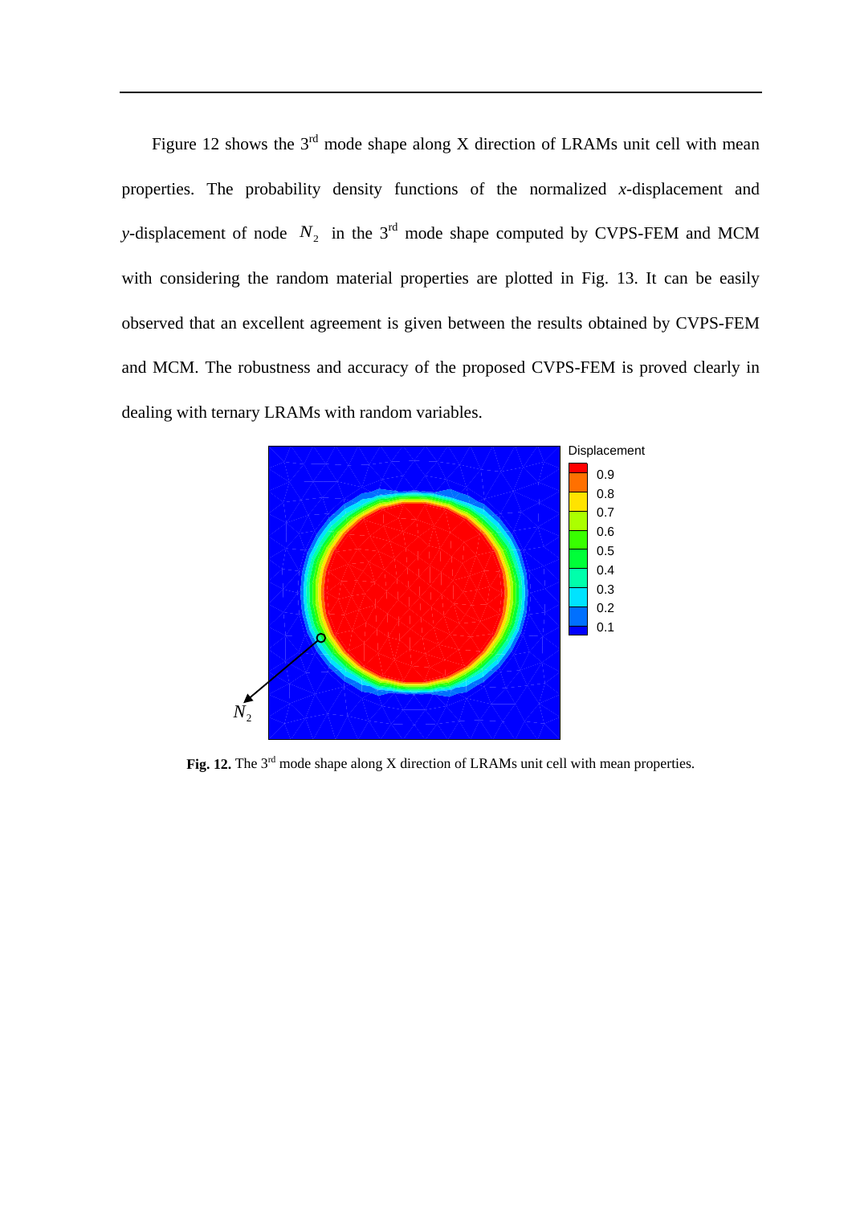Figure 12 shows the 3rd mode shape along X direction of LRAMs unit cell with mean properties. The probability density functions of the normalized *x*-displacement and *y*-displacement of node $N_2$ in the 3rd mode shape computed by CVPS-FEM and MCM with considering the random material properties are plotted in Fig. 13. It can be easily observed that an excellent agreement is given between the results obtained by CVPS-FEM and MCM. The robustness and accuracy of the proposed CVPS-FEM is proved clearly in dealing with ternary LRAMs with random variables.

**Fig. 12.** The 3rd mode shape along X direction of LRAMs unit cell with mean properties.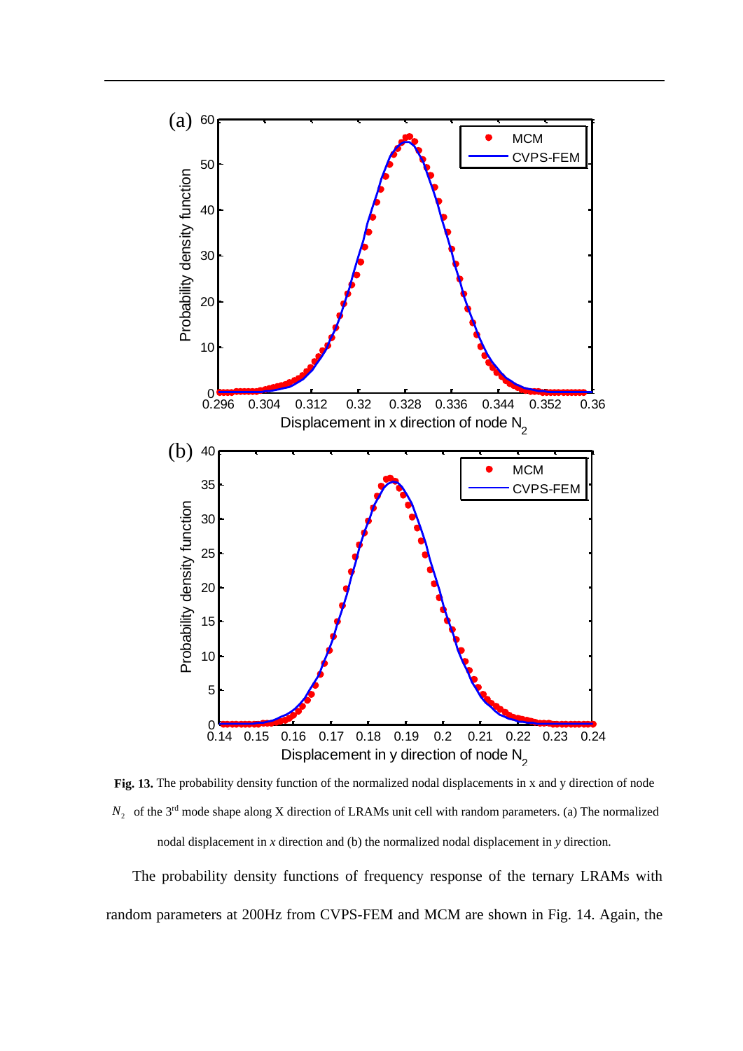**Fig. 13.** The probability density function of the normalized nodal displacements in x and y direction of node $N_2$ of the 3rd mode shape along X direction of LRAMs unit cell with random parameters. (a) The normalized nodal displacement in *x* direction and (b) the normalized nodal displacement in *y* direction.

The probability density functions of frequency response of the ternary LRAMs with random parameters at 200Hz from CVPS-FEM and MCM are shown in Fig. 14. Again, the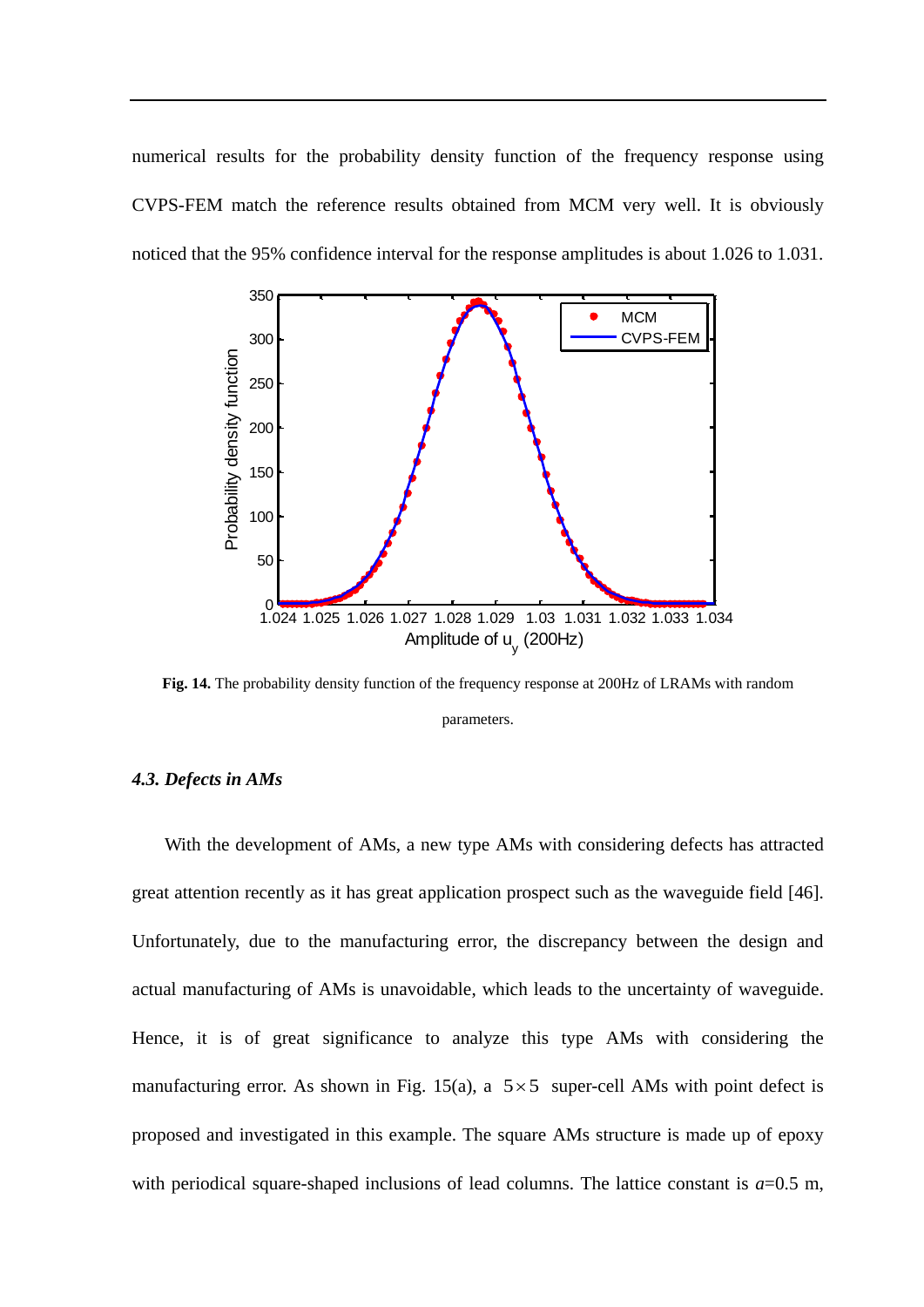numerical results for the probability density function of the frequency response using CVPS-FEM match the reference results obtained from MCM very well. It is obviously noticed that the 95% confidence interval for the response amplitudes is about 1.026 to 1.031.

**Fig. 14.** The probability density function of the frequency response at 200Hz of LRAMs with random parameters.

### *4.3. Defects in AMs*

With the development of AMs, a new type AMs with considering defects has attracted great attention recently as it has great application prospect such as the waveguide field [46]. Unfortunately, due to the manufacturing error, the discrepancy between the design and actual manufacturing of AMs is unavoidable, which leads to the uncertainty of waveguide. Hence, it is of great significance to analyze this type AMs with considering the manufacturing error. As shown in Fig. 15(a), a $5\times5$ super-cell AMs with point defect is proposed and investigated in this example. The square AMs structure is made up of epoxy with periodical square-shaped inclusions of lead columns. The lattice constant is $a$=0.5 m,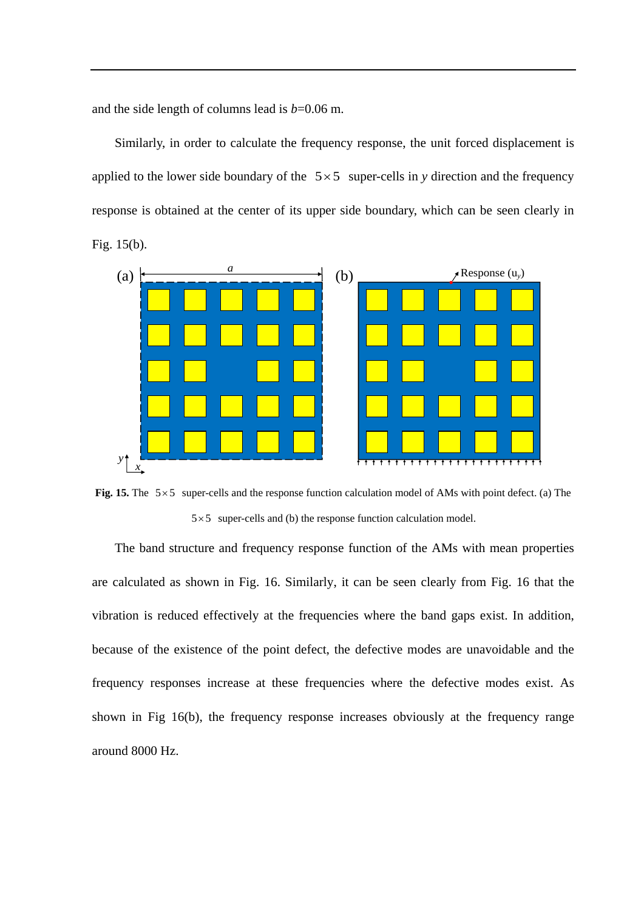and the side length of columns lead is $b$=0.06 m.

Similarly, in order to calculate the frequency response, the unit forced displacement is applied to the lower side boundary of the $5\times5$ super-cells in $y$ direction and the frequency response is obtained at the center of its upper side boundary, which can be seen clearly in Fig. 15(b).

**Fig. 15.** The $5\times5$ super-cells and the response function calculation model of AMs with point defect. (a) The $5\times5$ super-cells and (b) the response function calculation model.

The band structure and frequency response function of the AMs with mean properties are calculated as shown in Fig. 16. Similarly, it can be seen clearly from Fig. 16 that the vibration is reduced effectively at the frequencies where the band gaps exist. In addition, because of the existence of the point defect, the defective modes are unavoidable and the frequency responses increase at these frequencies where the defective modes exist. As shown in Fig 16(b), the frequency response increases obviously at the frequency range around 8000 Hz.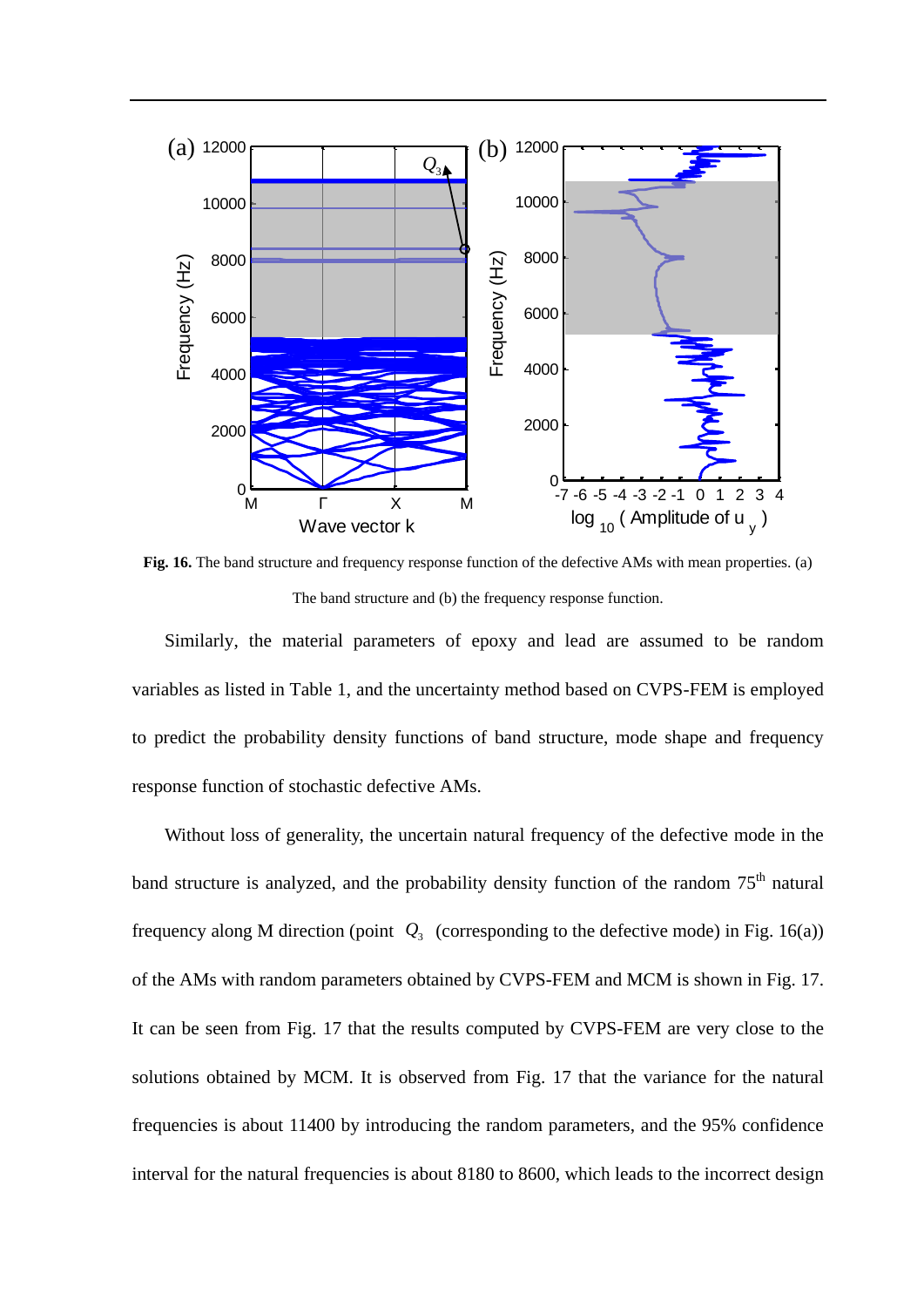**Fig. 16.** The band structure and frequency response function of the defective AMs with mean properties. (a) The band structure and (b) the frequency response function.

Similarly, the material parameters of epoxy and lead are assumed to be random variables as listed in Table 1, and the uncertainty method based on CVPS-FEM is employed to predict the probability density functions of band structure, mode shape and frequency response function of stochastic defective AMs.

Without loss of generality, the uncertain natural frequency of the defective mode in the band structure is analyzed, and the probability density function of the random 75th natural frequency along M direction (point $Q_3$ (corresponding to the defective mode) in Fig. 16(a)) of the AMs with random parameters obtained by CVPS-FEM and MCM is shown in Fig. 17. It can be seen from Fig. 17 that the results computed by CVPS-FEM are very close to the solutions obtained by MCM. It is observed from Fig. 17 that the variance for the natural frequencies is about 11400 by introducing the random parameters, and the 95% confidence interval for the natural frequencies is about 8180 to 8600, which leads to the incorrect design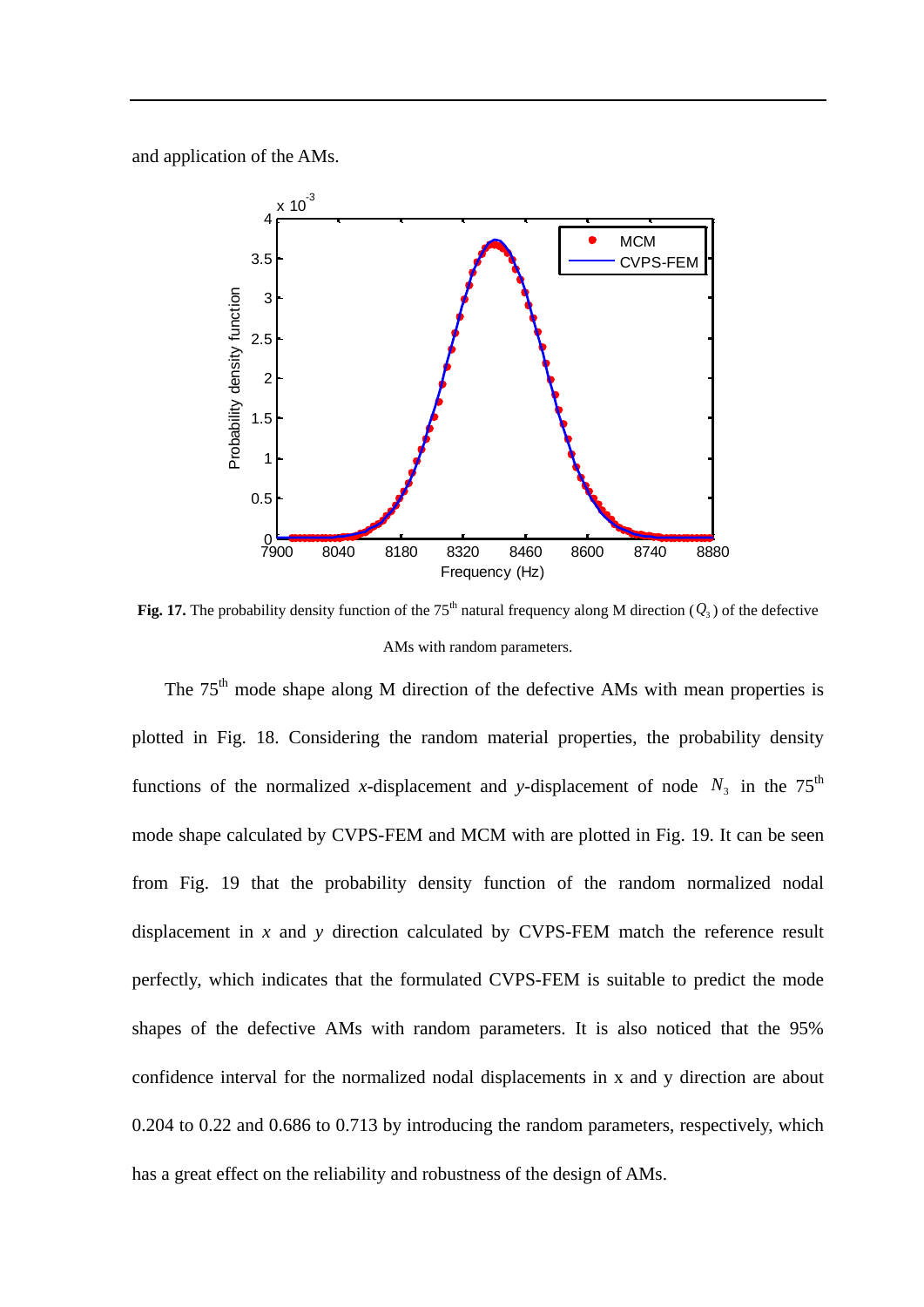and application of the AMs.

**Fig. 17.** The probability density function of the 75$^{th}$ natural frequency along M direction ($Q_3$) of the defective AMs with random parameters.

The 75$^{th}$ mode shape along M direction of the defective AMs with mean properties is plotted in Fig. 18. Considering the random material properties, the probability density functions of the normalized *x*-displacement and *y*-displacement of node $N_3$ in the 75$^{th}$ mode shape calculated by CVPS-FEM and MCM with are plotted in Fig. 19. It can be seen from Fig. 19 that the probability density function of the random normalized nodal displacement in *x* and *y* direction calculated by CVPS-FEM match the reference result perfectly, which indicates that the formulated CVPS-FEM is suitable to predict the mode shapes of the defective AMs with random parameters. It is also noticed that the 95% confidence interval for the normalized nodal displacements in x and y direction are about 0.204 to 0.22 and 0.686 to 0.713 by introducing the random parameters, respectively, which has a great effect on the reliability and robustness of the design of AMs.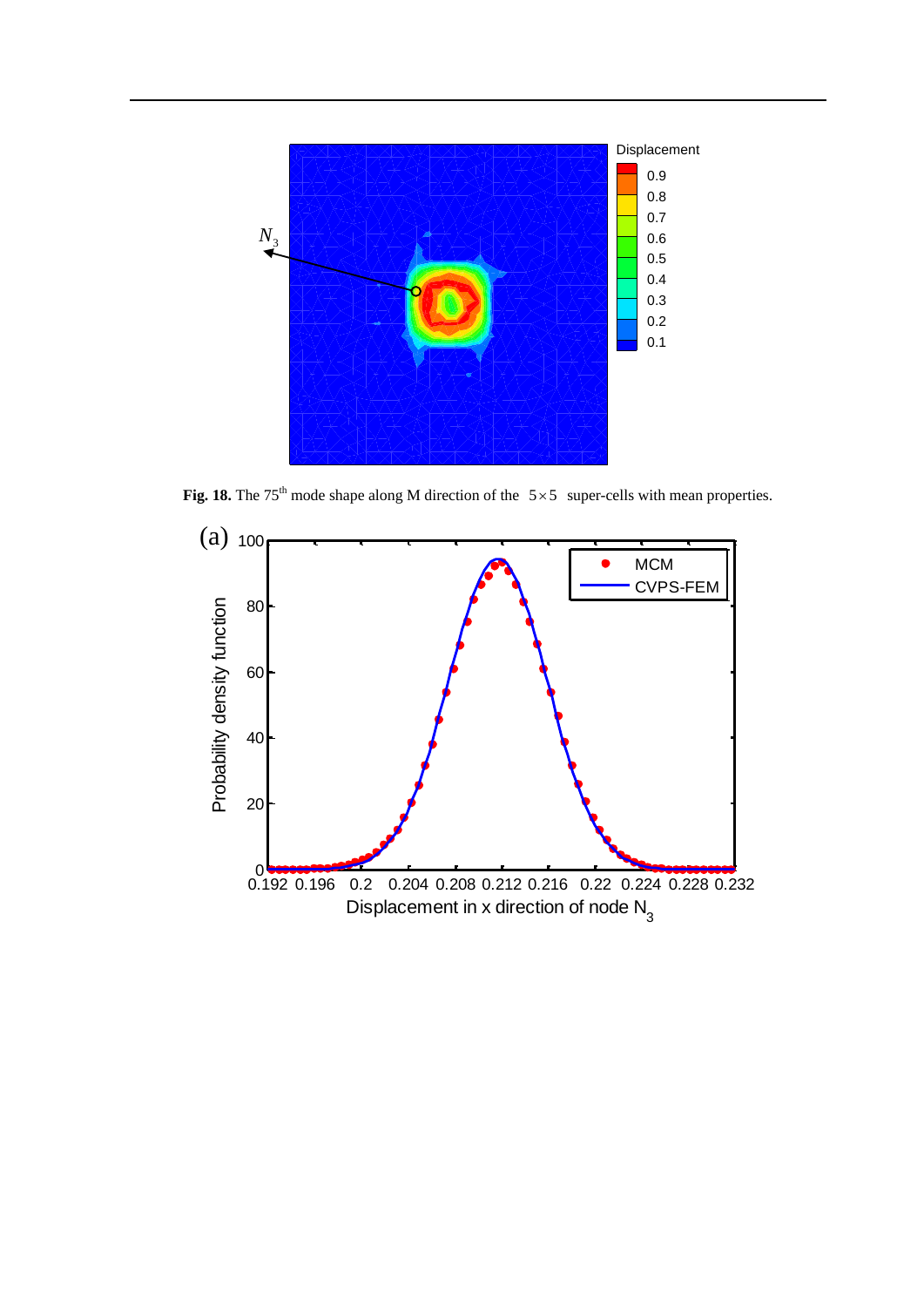**Fig. 18.** The 75[th] mode shape along M direction of the $5 \times 5$ super-cells with mean properties.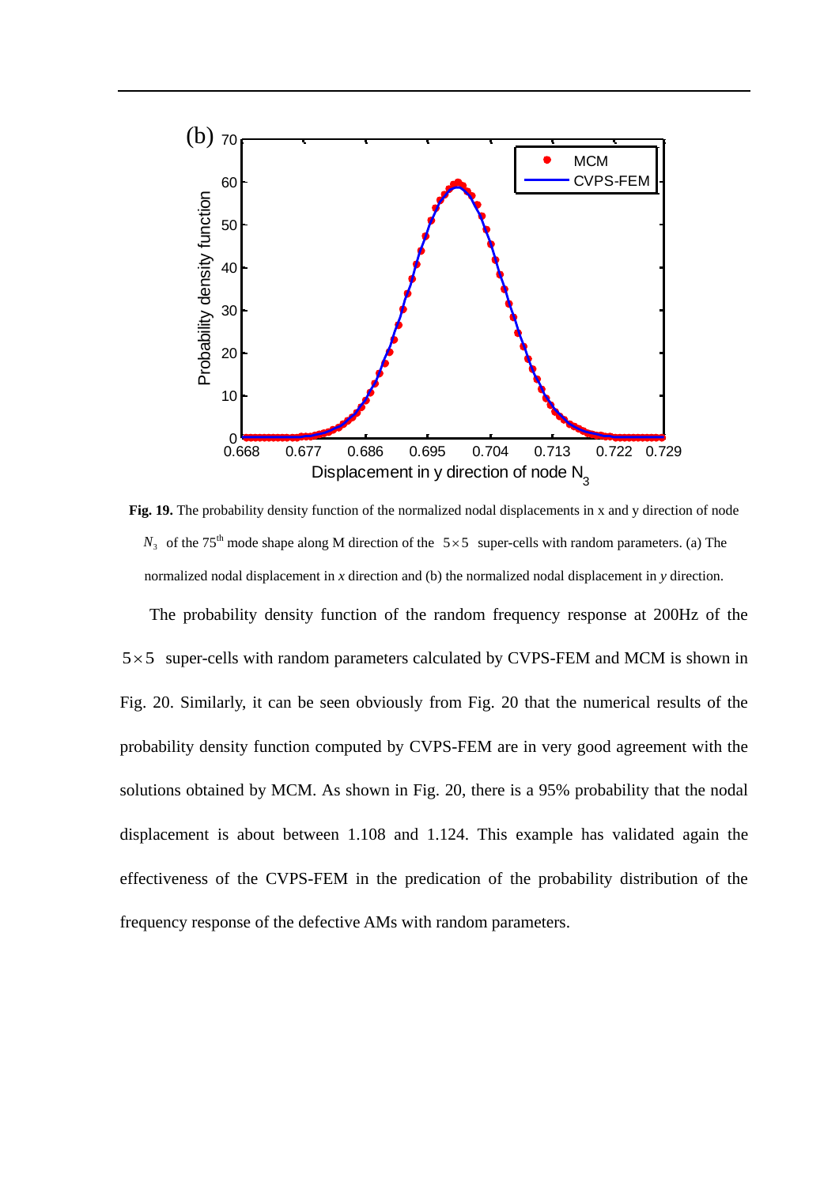**Fig. 19.** The probability density function of the normalized nodal displacements in x and y direction of node $N_3$ of the 75th mode shape along M direction of the $5 \times 5$ super-cells with random parameters. (a) The normalized nodal displacement in *x* direction and (b) the normalized nodal displacement in *y* direction.

The probability density function of the random frequency response at 200Hz of the $5 \times 5$ super-cells with random parameters calculated by CVPS-FEM and MCM is shown in Fig. 20. Similarly, it can be seen obviously from Fig. 20 that the numerical results of the probability density function computed by CVPS-FEM are in very good agreement with the solutions obtained by MCM. As shown in Fig. 20, there is a 95% probability that the nodal displacement is about between 1.108 and 1.124. This example has validated again the effectiveness of the CVPS-FEM in the predication of the probability distribution of the frequency response of the defective AMs with random parameters.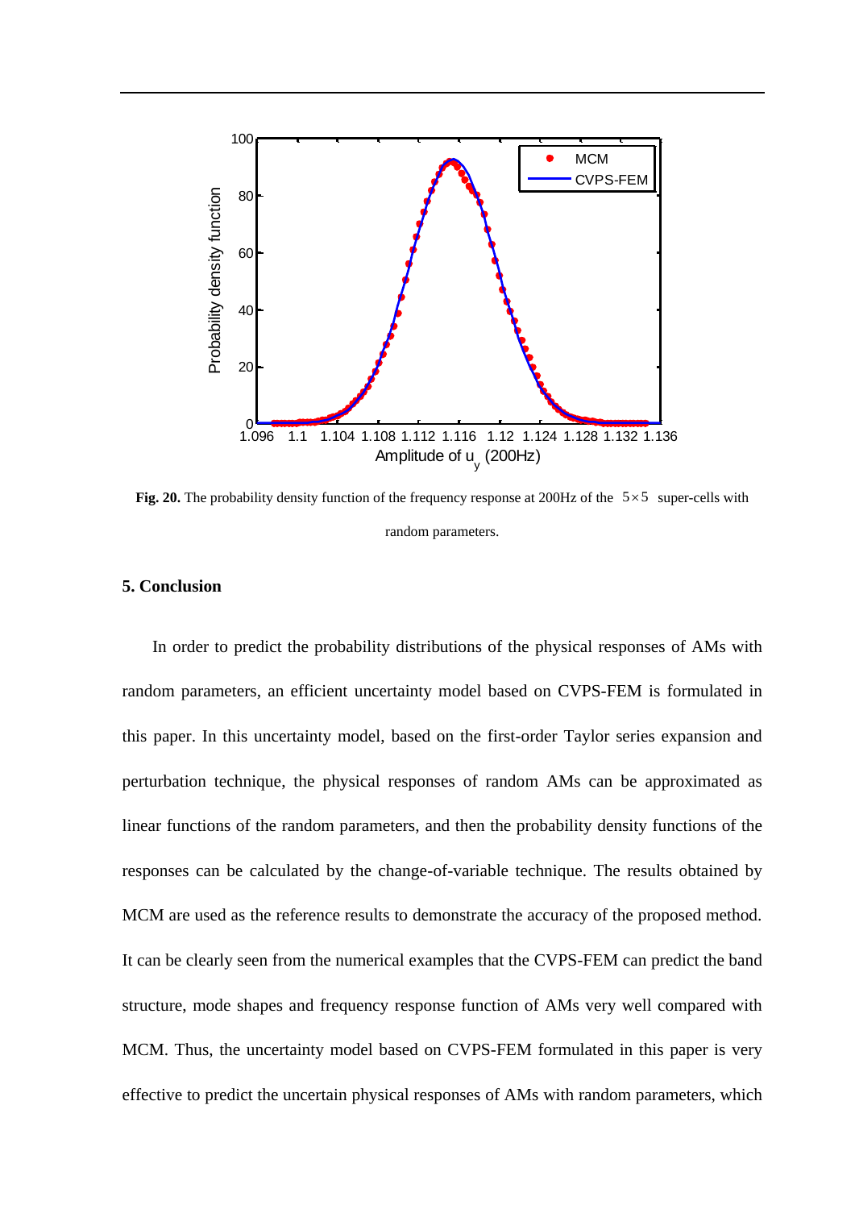**Fig. 20.** The probability density function of the frequency response at 200Hz of the $5 \times 5$ super-cells with random parameters.

## 5. Conclusion

In order to predict the probability distributions of the physical responses of AMs with random parameters, an efficient uncertainty model based on CVPS-FEM is formulated in this paper. In this uncertainty model, based on the first-order Taylor series expansion and perturbation technique, the physical responses of random AMs can be approximated as linear functions of the random parameters, and then the probability density functions of the responses can be calculated by the change-of-variable technique. The results obtained by MCM are used as the reference results to demonstrate the accuracy of the proposed method. It can be clearly seen from the numerical examples that the CVPS-FEM can predict the band structure, mode shapes and frequency response function of AMs very well compared with MCM. Thus, the uncertainty model based on CVPS-FEM formulated in this paper is very effective to predict the uncertain physical responses of AMs with random parameters, which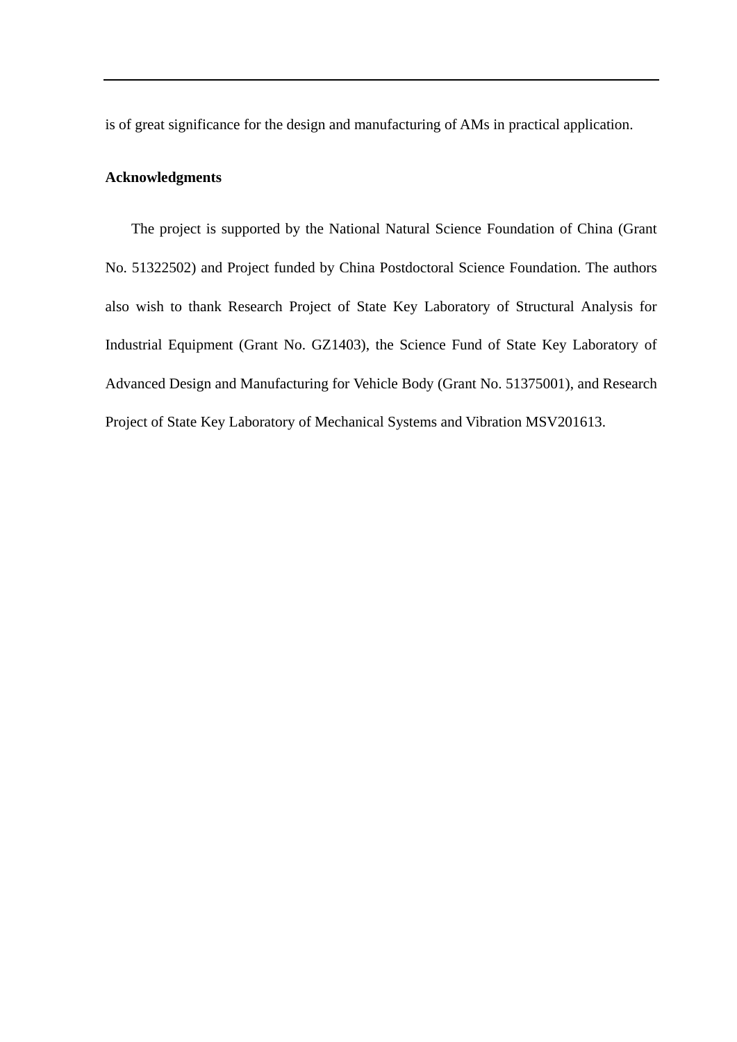is of great significance for the design and manufacturing of AMs in practical application.

**Acknowledgments**

The project is supported by the National Natural Science Foundation of China (Grant No. 51322502) and Project funded by China Postdoctoral Science Foundation. The authors also wish to thank Research Project of State Key Laboratory of Structural Analysis for Industrial Equipment (Grant No. GZ1403), the Science Fund of State Key Laboratory of Advanced Design and Manufacturing for Vehicle Body (Grant No. 51375001), and Research Project of State Key Laboratory of Mechanical Systems and Vibration MSV201613.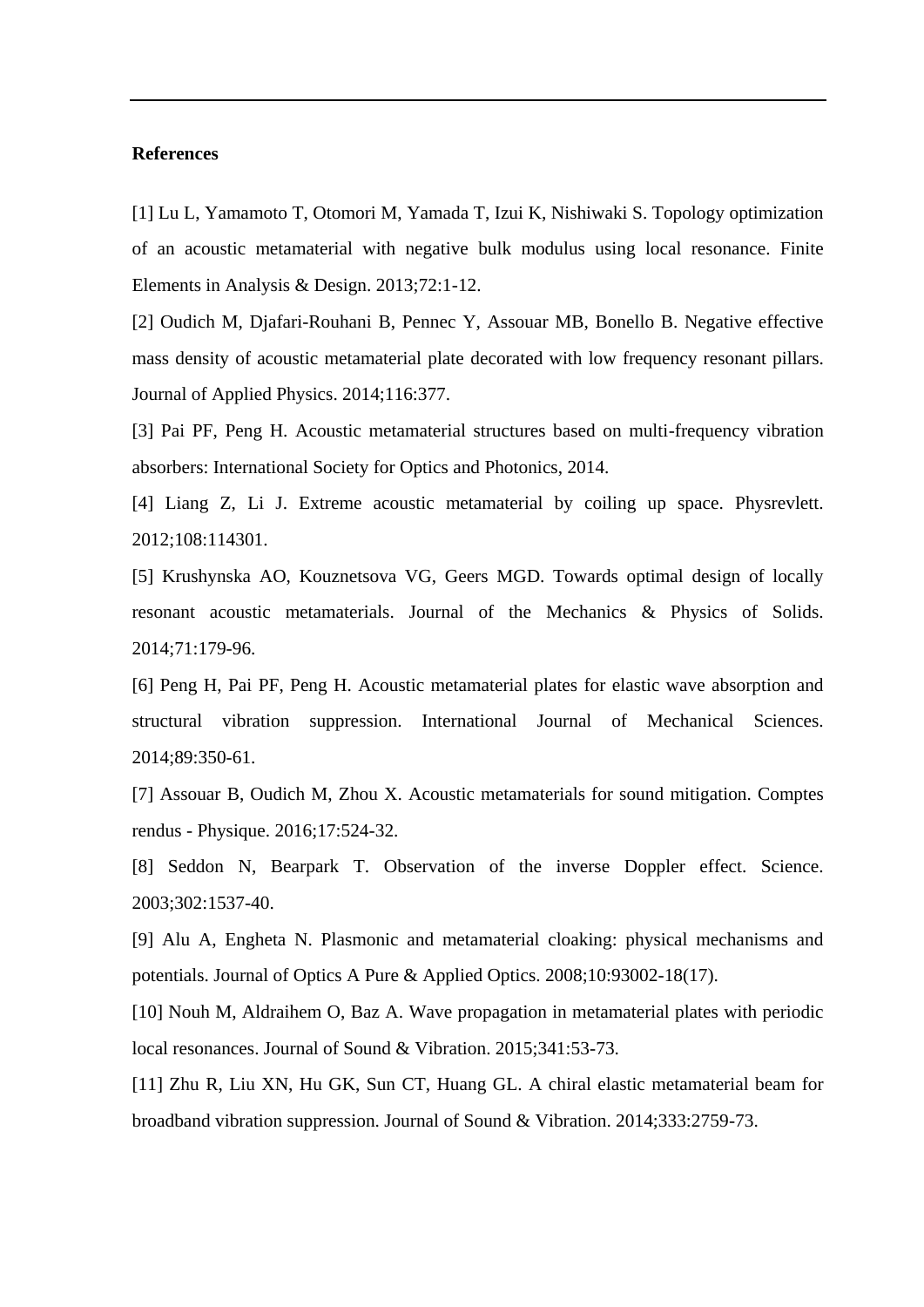**References**

[1] Lu L, Yamamoto T, Otomori M, Yamada T, Izui K, Nishiwaki S. Topology optimization of an acoustic metamaterial with negative bulk modulus using local resonance. Finite Elements in Analysis & Design. 2013;72:1-12.

[2] Oudich M, Djafari-Rouhani B, Pennec Y, Assouar MB, Bonello B. Negative effective mass density of acoustic metamaterial plate decorated with low frequency resonant pillars. Journal of Applied Physics. 2014;116:377.

[3] Pai PF, Peng H. Acoustic metamaterial structures based on multi-frequency vibration absorbers: International Society for Optics and Photonics, 2014.

[4] Liang Z, Li J. Extreme acoustic metamaterial by coiling up space. Physrevlett. 2012;108:114301.

[5] Krushynska AO, Kouznetsova VG, Geers MGD. Towards optimal design of locally resonant acoustic metamaterials. Journal of the Mechanics & Physics of Solids. 2014;71:179-96.

[6] Peng H, Pai PF, Peng H. Acoustic metamaterial plates for elastic wave absorption and structural vibration suppression. International Journal of Mechanical Sciences. 2014;89:350-61.

[7] Assouar B, Oudich M, Zhou X. Acoustic metamaterials for sound mitigation. Comptes rendus - Physique. 2016;17:524-32.

[8] Seddon N, Bearpark T. Observation of the inverse Doppler effect. Science. 2003;302:1537-40.

[9] Alu A, Engheta N. Plasmonic and metamaterial cloaking: physical mechanisms and potentials. Journal of Optics A Pure & Applied Optics. 2008;10:93002-18(17).

[10] Nouh M, Aldraihem O, Baz A. Wave propagation in metamaterial plates with periodic local resonances. Journal of Sound & Vibration. 2015;341:53-73.

[11] Zhu R, Liu XN, Hu GK, Sun CT, Huang GL. A chiral elastic metamaterial beam for broadband vibration suppression. Journal of Sound & Vibration. 2014;333:2759-73.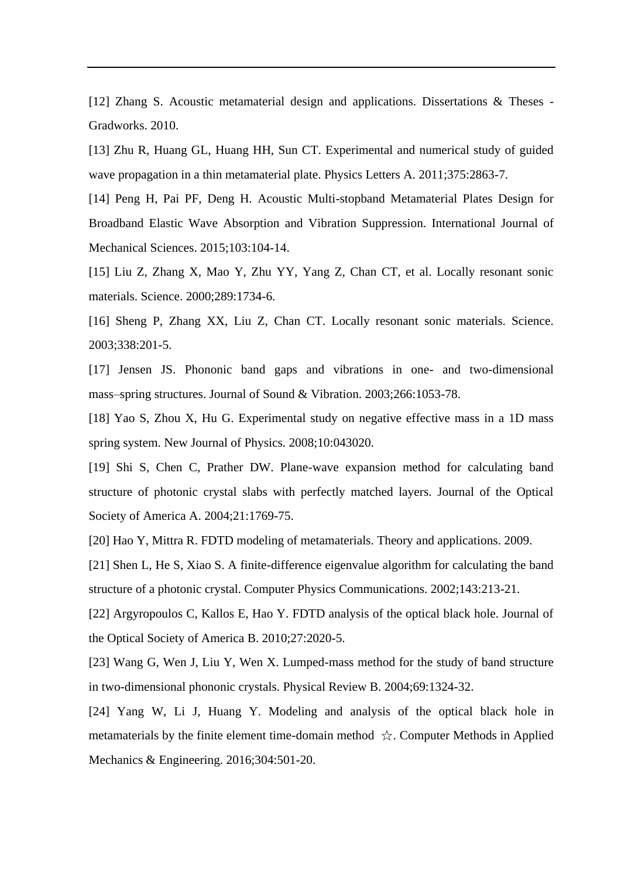[12] Zhang S. Acoustic metamaterial design and applications. Dissertations & Theses - Gradworks. 2010.

[13] Zhu R, Huang GL, Huang HH, Sun CT. Experimental and numerical study of guided wave propagation in a thin metamaterial plate. Physics Letters A. 2011;375:2863-7.

[14] Peng H, Pai PF, Deng H. Acoustic Multi-stopband Metamaterial Plates Design for Broadband Elastic Wave Absorption and Vibration Suppression. International Journal of Mechanical Sciences. 2015;103:104-14.

[15] Liu Z, Zhang X, Mao Y, Zhu YY, Yang Z, Chan CT, et al. Locally resonant sonic materials. Science. 2000;289:1734-6.

[16] Sheng P, Zhang XX, Liu Z, Chan CT. Locally resonant sonic materials. Science. 2003;338:201-5.

[17] Jensen JS. Phononic band gaps and vibrations in one- and two-dimensional mass–spring structures. Journal of Sound & Vibration. 2003;266:1053-78.

[18] Yao S, Zhou X, Hu G. Experimental study on negative effective mass in a 1D mass spring system. New Journal of Physics. 2008;10:043020.

[19] Shi S, Chen C, Prather DW. Plane-wave expansion method for calculating band structure of photonic crystal slabs with perfectly matched layers. Journal of the Optical Society of America A. 2004;21:1769-75.

[20] Hao Y, Mittra R. FDTD modeling of metamaterials. Theory and applications. 2009.

[21] Shen L, He S, Xiao S. A finite-difference eigenvalue algorithm for calculating the band structure of a photonic crystal. Computer Physics Communications. 2002;143:213-21.

[22] Argyropoulos C, Kallos E, Hao Y. FDTD analysis of the optical black hole. Journal of the Optical Society of America B. 2010;27:2020-5.

[23] Wang G, Wen J, Liu Y, Wen X. Lumped-mass method for the study of band structure in two-dimensional phononic crystals. Physical Review B. 2004;69:1324-32.

[24] Yang W, Li J, Huang Y. Modeling and analysis of the optical black hole in metamaterials by the finite element time-domain method ☆. Computer Methods in Applied Mechanics & Engineering. 2016;304:501-20.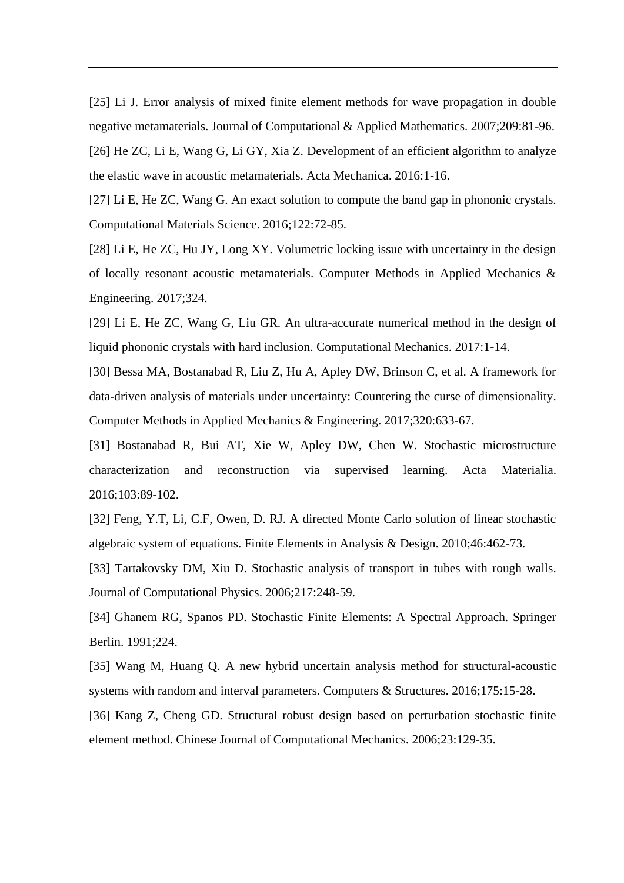[25] Li J. Error analysis of mixed finite element methods for wave propagation in double negative metamaterials. Journal of Computational & Applied Mathematics. 2007;209:81-96.

[26] He ZC, Li E, Wang G, Li GY, Xia Z. Development of an efficient algorithm to analyze the elastic wave in acoustic metamaterials. Acta Mechanica. 2016:1-16.

[27] Li E, He ZC, Wang G. An exact solution to compute the band gap in phononic crystals. Computational Materials Science. 2016;122:72-85.

[28] Li E, He ZC, Hu JY, Long XY. Volumetric locking issue with uncertainty in the design of locally resonant acoustic metamaterials. Computer Methods in Applied Mechanics & Engineering. 2017;324.

[29] Li E, He ZC, Wang G, Liu GR. An ultra-accurate numerical method in the design of liquid phononic crystals with hard inclusion. Computational Mechanics. 2017:1-14.

[30] Bessa MA, Bostanabad R, Liu Z, Hu A, Apley DW, Brinson C, et al. A framework for data-driven analysis of materials under uncertainty: Countering the curse of dimensionality. Computer Methods in Applied Mechanics & Engineering. 2017;320:633-67.

[31] Bostanabad R, Bui AT, Xie W, Apley DW, Chen W. Stochastic microstructure characterization and reconstruction via supervised learning. Acta Materialia. 2016;103:89-102.

[32] Feng, Y.T, Li, C.F, Owen, D. RJ. A directed Monte Carlo solution of linear stochastic algebraic system of equations. Finite Elements in Analysis & Design. 2010;46:462-73.

[33] Tartakovsky DM, Xiu D. Stochastic analysis of transport in tubes with rough walls. Journal of Computational Physics. 2006;217:248-59.

[34] Ghanem RG, Spanos PD. Stochastic Finite Elements: A Spectral Approach. Springer Berlin. 1991;224.

[35] Wang M, Huang Q. A new hybrid uncertain analysis method for structural-acoustic systems with random and interval parameters. Computers & Structures. 2016;175:15-28.

[36] Kang Z, Cheng GD. Structural robust design based on perturbation stochastic finite element method. Chinese Journal of Computational Mechanics. 2006;23:129-35.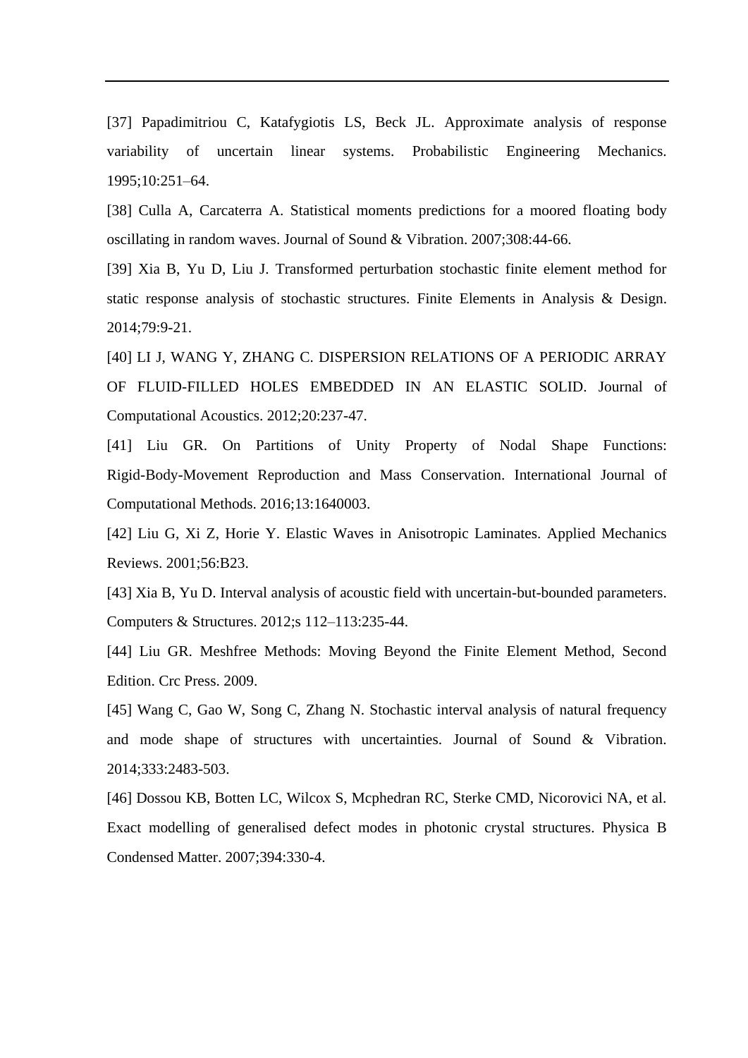[37] Papadimitriou C, Katafygiotis LS, Beck JL. Approximate analysis of response variability of uncertain linear systems. Probabilistic Engineering Mechanics. 1995;10:251–64.

[38] Culla A, Carcaterra A. Statistical moments predictions for a moored floating body oscillating in random waves. Journal of Sound & Vibration. 2007;308:44-66.

[39] Xia B, Yu D, Liu J. Transformed perturbation stochastic finite element method for static response analysis of stochastic structures. Finite Elements in Analysis & Design. 2014;79:9-21.

[40] LI J, WANG Y, ZHANG C. DISPERSION RELATIONS OF A PERIODIC ARRAY OF FLUID-FILLED HOLES EMBEDDED IN AN ELASTIC SOLID. Journal of Computational Acoustics. 2012;20:237-47.

[41] Liu GR. On Partitions of Unity Property of Nodal Shape Functions: Rigid-Body-Movement Reproduction and Mass Conservation. International Journal of Computational Methods. 2016;13:1640003.

[42] Liu G, Xi Z, Horie Y. Elastic Waves in Anisotropic Laminates. Applied Mechanics Reviews. 2001;56:B23.

[43] Xia B, Yu D. Interval analysis of acoustic field with uncertain-but-bounded parameters. Computers & Structures. 2012;s 112–113:235-44.

[44] Liu GR. Meshfree Methods: Moving Beyond the Finite Element Method, Second Edition. Crc Press. 2009.

[45] Wang C, Gao W, Song C, Zhang N. Stochastic interval analysis of natural frequency and mode shape of structures with uncertainties. Journal of Sound & Vibration. 2014;333:2483-503.

[46] Dossou KB, Botten LC, Wilcox S, Mcphedran RC, Sterke CMD, Nicorovici NA, et al. Exact modelling of generalised defect modes in photonic crystal structures. Physica B Condensed Matter. 2007;394:330-4.